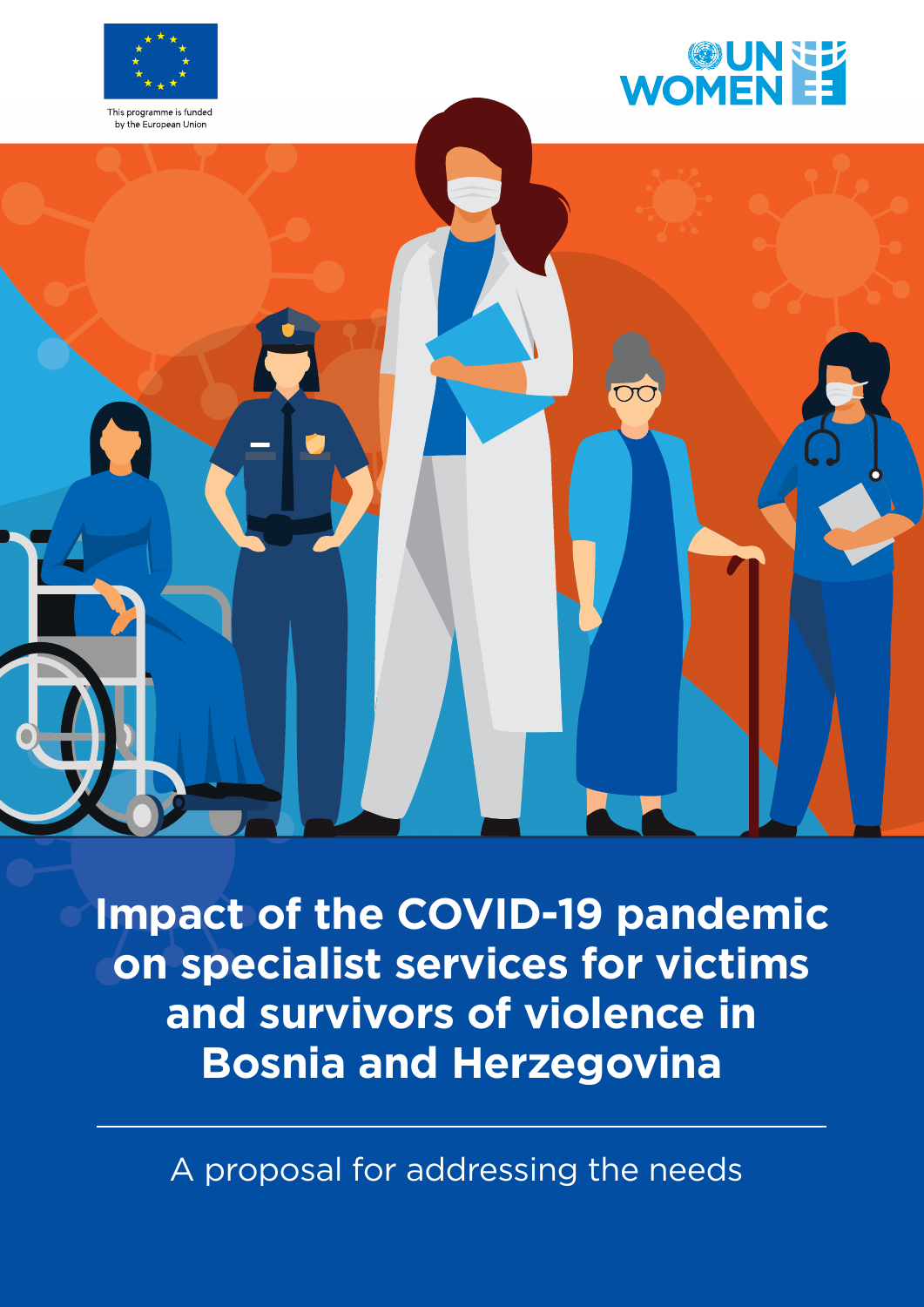This programme is funded by the European Union

UN WOMEN

# Impact of the COVID-19 pandemic on specialist services for victims and survivors of violence in Bosnia and Herzegovina

A proposal for addressing the needs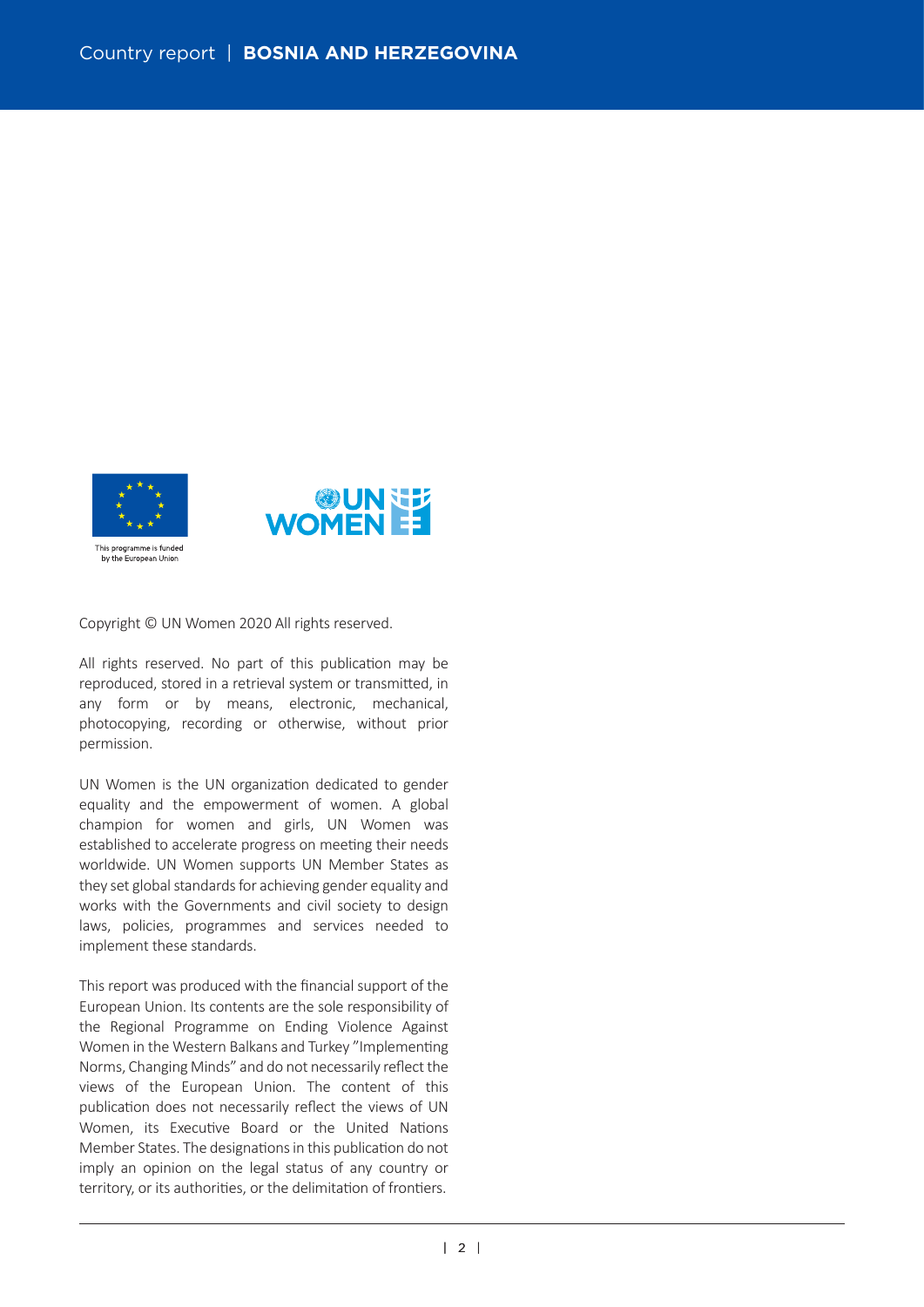This programme is funded by the European Union

Copyright © UN Women 2020 All rights reserved.

All rights reserved. No part of this publication may be reproduced, stored in a retrieval system or transmitted, in any form or by means, electronic, mechanical, photocopying, recording or otherwise, without prior permission.

UN Women is the UN organization dedicated to gender equality and the empowerment of women. A global champion for women and girls, UN Women was established to accelerate progress on meeting their needs worldwide. UN Women supports UN Member States as they set global standards for achieving gender equality and works with the Governments and civil society to design laws, policies, programmes and services needed to implement these standards.

This report was produced with the financial support of the European Union. Its contents are the sole responsibility of the Regional Programme on Ending Violence Against Women in the Western Balkans and Turkey "Implementing Norms, Changing Minds" and do not necessarily reflect the views of the European Union. The content of this publication does not necessarily reflect the views of UN Women, its Executive Board or the United Nations Member States. The designations in this publication do not imply an opinion on the legal status of any country or territory, or its authorities, or the delimitation of frontiers.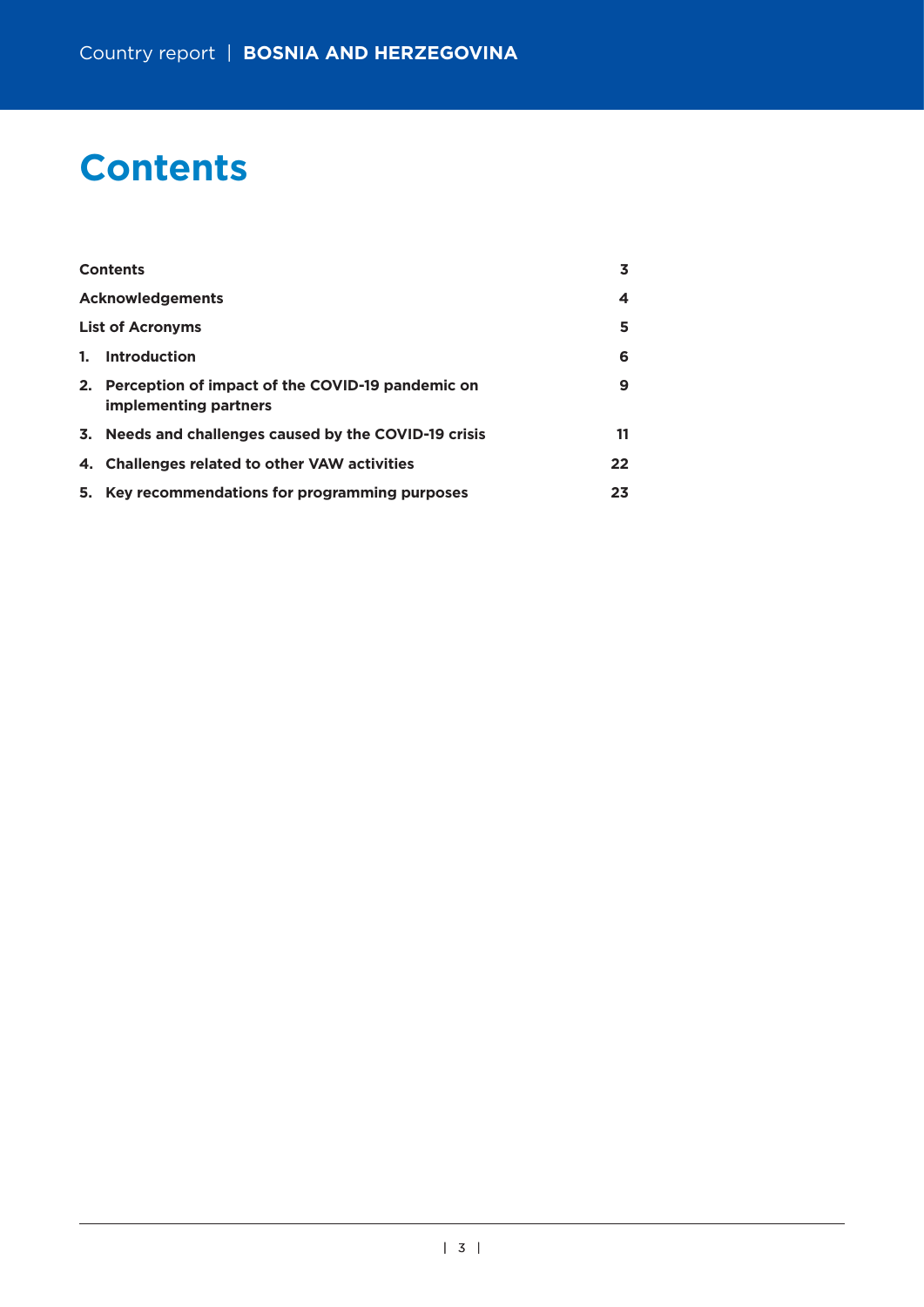# Contents

| | |
|---|---|
| **Contents** | **3** |
| **Acknowledgements** | **4** |
| **List of Acronyms** | **5** |
| **1. Introduction** | **6** |
| **2. Perception of impact of the COVID-19 pandemic on implementing partners** | **9** |
| **3. Needs and challenges caused by the COVID-19 crisis** | **11** |
| **4. Challenges related to other VAW activities** | **22** |
| **5. Key recommendations for programming purposes** | **23** |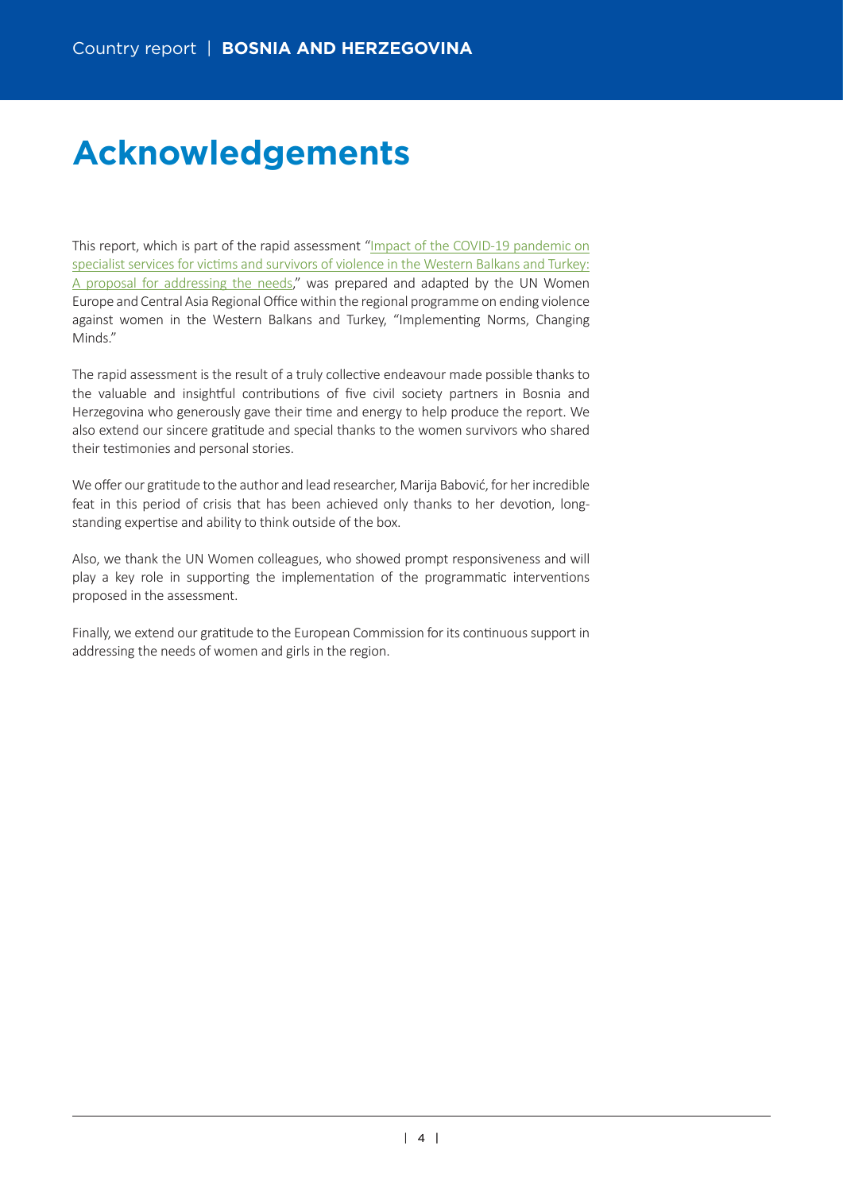# Acknowledgements

This report, which is part of the rapid assessment "Impact of the COVID-19 pandemic on specialist services for victims and survivors of violence in the Western Balkans and Turkey: A proposal for addressing the needs," was prepared and adapted by the UN Women Europe and Central Asia Regional Office within the regional programme on ending violence against women in the Western Balkans and Turkey, "Implementing Norms, Changing Minds."

The rapid assessment is the result of a truly collective endeavour made possible thanks to the valuable and insightful contributions of five civil society partners in Bosnia and Herzegovina who generously gave their time and energy to help produce the report. We also extend our sincere gratitude and special thanks to the women survivors who shared their testimonies and personal stories.

We offer our gratitude to the author and lead researcher, Marija Babović, for her incredible feat in this period of crisis that has been achieved only thanks to her devotion, long-standing expertise and ability to think outside of the box.

Also, we thank the UN Women colleagues, who showed prompt responsiveness and will play a key role in supporting the implementation of the programmatic interventions proposed in the assessment.

Finally, we extend our gratitude to the European Commission for its continuous support in addressing the needs of women and girls in the region.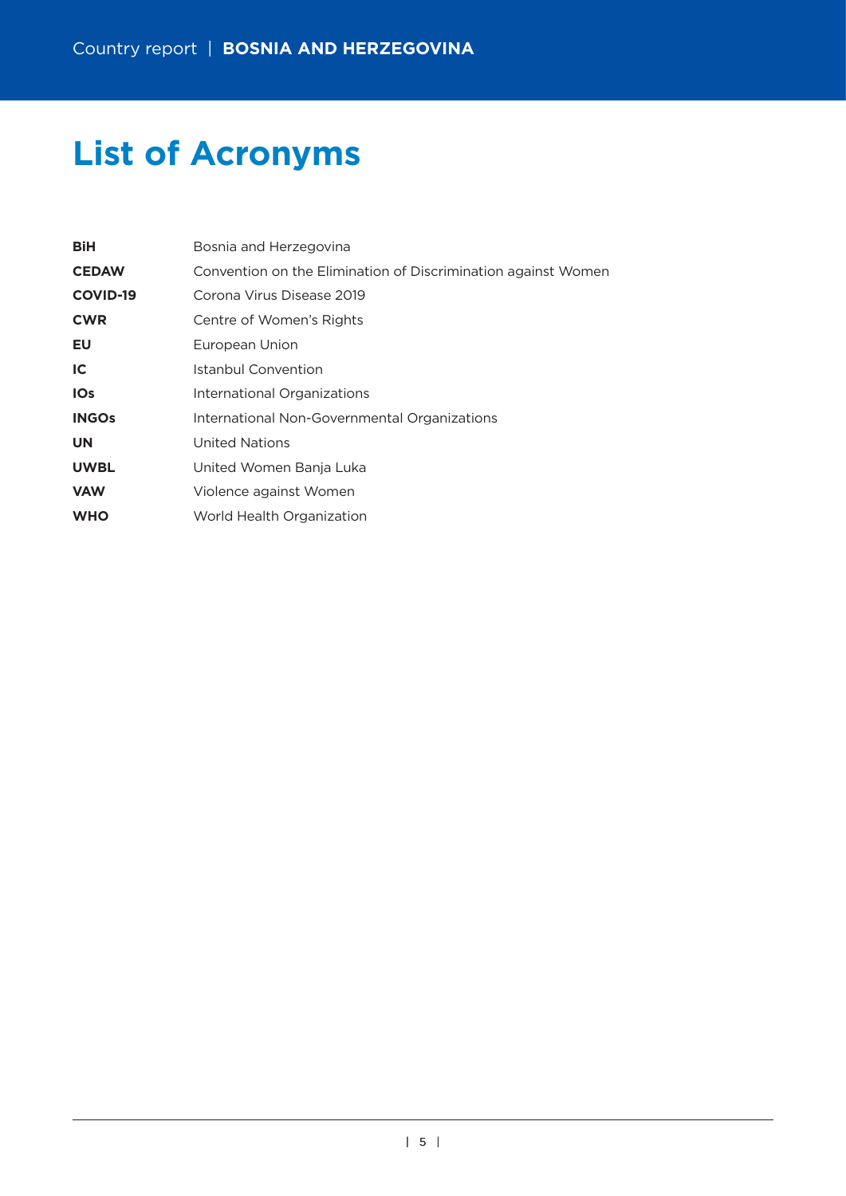# List of Acronyms

| | |
|---|---|
| **BiH** | Bosnia and Herzegovina |
| **CEDAW** | Convention on the Elimination of Discrimination against Women |
| **COVID-19** | Corona Virus Disease 2019 |
| **CWR** | Centre of Women's Rights |
| **EU** | European Union |
| **IC** | Istanbul Convention |
| **IOs** | International Organizations |
| **INGOs** | International Non-Governmental Organizations |
| **UN** | United Nations |
| **UWBL** | United Women Banja Luka |
| **VAW** | Violence against Women |
| **WHO** | World Health Organization |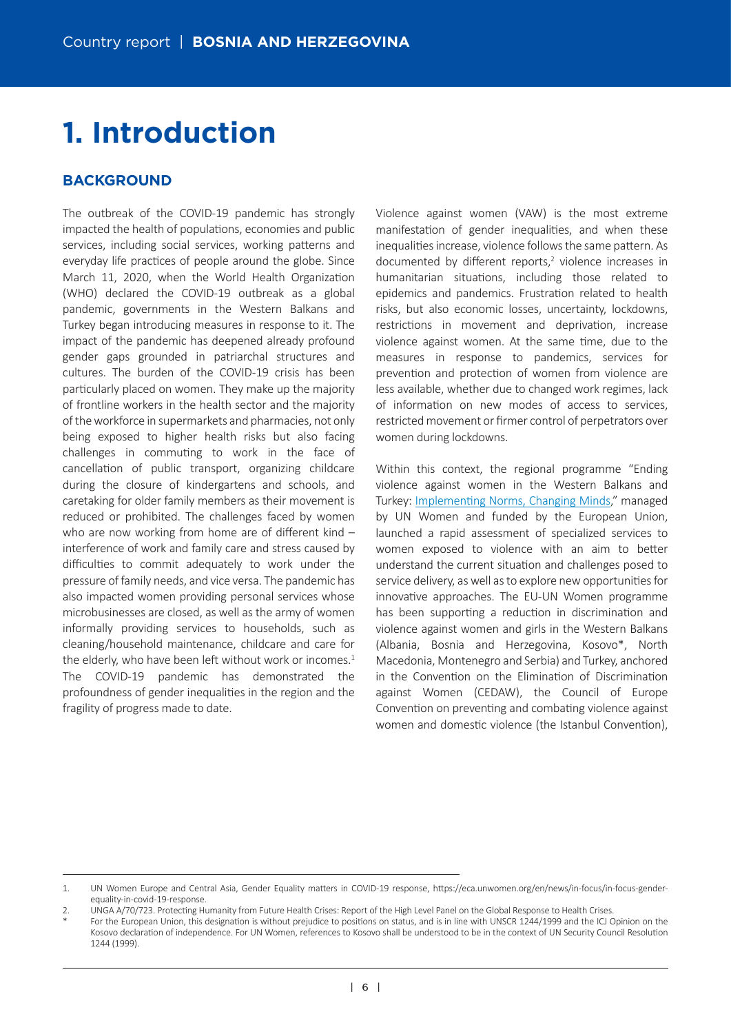# 1. Introduction

## BACKGROUND

The outbreak of the COVID-19 pandemic has strongly impacted the health of populations, economies and public services, including social services, working patterns and everyday life practices of people around the globe. Since March 11, 2020, when the World Health Organization (WHO) declared the COVID-19 outbreak as a global pandemic, governments in the Western Balkans and Turkey began introducing measures in response to it. The impact of the pandemic has deepened already profound gender gaps grounded in patriarchal structures and cultures. The burden of the COVID-19 crisis has been particularly placed on women. They make up the majority of frontline workers in the health sector and the majority of the workforce in supermarkets and pharmacies, not only being exposed to higher health risks but also facing challenges in commuting to work in the face of cancellation of public transport, organizing childcare during the closure of kindergartens and schools, and caretaking for older family members as their movement is reduced or prohibited. The challenges faced by women who are now working from home are of different kind – interference of work and family care and stress caused by difficulties to commit adequately to work under the pressure of family needs, and vice versa. The pandemic has also impacted women providing personal services whose microbusinesses are closed, as well as the army of women informally providing services to households, such as cleaning/household maintenance, childcare and care for the elderly, who have been left without work or incomes.[1] The COVID-19 pandemic has demonstrated the profoundness of gender inequalities in the region and the fragility of progress made to date.

Violence against women (VAW) is the most extreme manifestation of gender inequalities, and when these inequalities increase, violence follows the same pattern. As documented by different reports,[2] violence increases in humanitarian situations, including those related to epidemics and pandemics. Frustration related to health risks, but also economic losses, uncertainty, lockdowns, restrictions in movement and deprivation, increase violence against women. At the same time, due to the measures in response to pandemics, services for prevention and protection of women from violence are less available, whether due to changed work regimes, lack of information on new modes of access to services, restricted movement or firmer control of perpetrators over women during lockdowns.

Within this context, the regional programme "Ending violence against women in the Western Balkans and Turkey: Implementing Norms, Changing Minds," managed by UN Women and funded by the European Union, launched a rapid assessment of specialized services to women exposed to violence with an aim to better understand the current situation and challenges posed to service delivery, as well as to explore new opportunities for innovative approaches. The EU-UN Women programme has been supporting a reduction in discrimination and violence against women and girls in the Western Balkans (Albania, Bosnia and Herzegovina, Kosovo*, North Macedonia, Montenegro and Serbia) and Turkey, anchored in the Convention on the Elimination of Discrimination against Women (CEDAW), the Council of Europe Convention on preventing and combating violence against women and domestic violence (the Istanbul Convention),

---

1. UN Women Europe and Central Asia, Gender Equality matters in COVID-19 response, https://eca.unwomen.org/en/news/in-focus/in-focus-gender-equality-in-covid-19-response.
2. UNGA A/70/723. Protecting Humanity from Future Health Crises: Report of the High Level Panel on the Global Response to Health Crises.

\* For the European Union, this designation is without prejudice to positions on status, and is in line with UNSCR 1244/1999 and the ICJ Opinion on the Kosovo declaration of independence. For UN Women, references to Kosovo shall be understood to be in the context of UN Security Council Resolution 1244 (1999).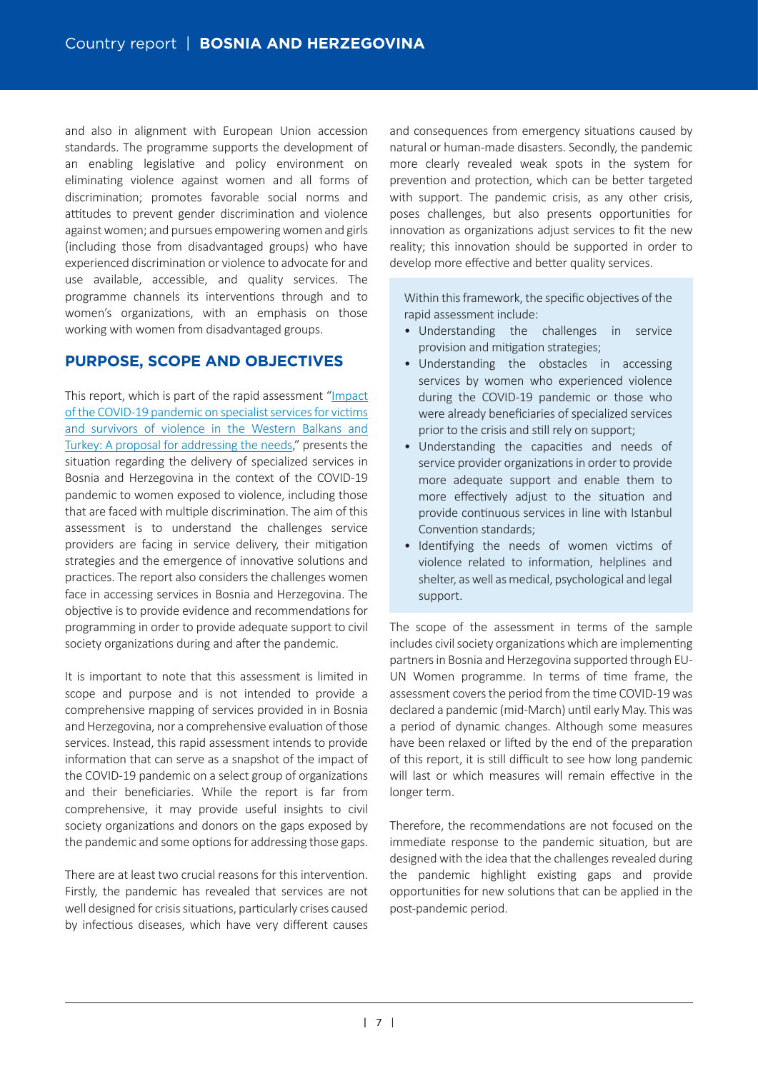and also in alignment with European Union accession standards. The programme supports the development of an enabling legislative and policy environment on eliminating violence against women and all forms of discrimination; promotes favorable social norms and attitudes to prevent gender discrimination and violence against women; and pursues empowering women and girls (including those from disadvantaged groups) who have experienced discrimination or violence to advocate for and use available, accessible, and quality services. The programme channels its interventions through and to women's organizations, with an emphasis on those working with women from disadvantaged groups.

## PURPOSE, SCOPE AND OBJECTIVES

This report, which is part of the rapid assessment "Impact of the COVID-19 pandemic on specialist services for victims and survivors of violence in the Western Balkans and Turkey: A proposal for addressing the needs," presents the situation regarding the delivery of specialized services in Bosnia and Herzegovina in the context of the COVID-19 pandemic to women exposed to violence, including those that are faced with multiple discrimination. The aim of this assessment is to understand the challenges service providers are facing in service delivery, their mitigation strategies and the emergence of innovative solutions and practices. The report also considers the challenges women face in accessing services in Bosnia and Herzegovina. The objective is to provide evidence and recommendations for programming in order to provide adequate support to civil society organizations during and after the pandemic.

It is important to note that this assessment is limited in scope and purpose and is not intended to provide a comprehensive mapping of services provided in in Bosnia and Herzegovina, nor a comprehensive evaluation of those services. Instead, this rapid assessment intends to provide information that can serve as a snapshot of the impact of the COVID-19 pandemic on a select group of organizations and their beneficiaries. While the report is far from comprehensive, it may provide useful insights to civil society organizations and donors on the gaps exposed by the pandemic and some options for addressing those gaps.

There are at least two crucial reasons for this intervention. Firstly, the pandemic has revealed that services are not well designed for crisis situations, particularly crises caused by infectious diseases, which have very different causes and consequences from emergency situations caused by natural or human-made disasters. Secondly, the pandemic more clearly revealed weak spots in the system for prevention and protection, which can be better targeted with support. The pandemic crisis, as any other crisis, poses challenges, but also presents opportunities for innovation as organizations adjust services to fit the new reality; this innovation should be supported in order to develop more effective and better quality services.

Within this framework, the specific objectives of the rapid assessment include:

- Understanding the challenges in service provision and mitigation strategies;
- Understanding the obstacles in accessing services by women who experienced violence during the COVID-19 pandemic or those who were already beneficiaries of specialized services prior to the crisis and still rely on support;
- Understanding the capacities and needs of service provider organizations in order to provide more adequate support and enable them to more effectively adjust to the situation and provide continuous services in line with Istanbul Convention standards;
- Identifying the needs of women victims of violence related to information, helplines and shelter, as well as medical, psychological and legal support.

The scope of the assessment in terms of the sample includes civil society organizations which are implementing partners in Bosnia and Herzegovina supported through EU-UN Women programme. In terms of time frame, the assessment covers the period from the time COVID-19 was declared a pandemic (mid-March) until early May. This was a period of dynamic changes. Although some measures have been relaxed or lifted by the end of the preparation of this report, it is still difficult to see how long pandemic will last or which measures will remain effective in the longer term.

Therefore, the recommendations are not focused on the immediate response to the pandemic situation, but are designed with the idea that the challenges revealed during the pandemic highlight existing gaps and provide opportunities for new solutions that can be applied in the post-pandemic period.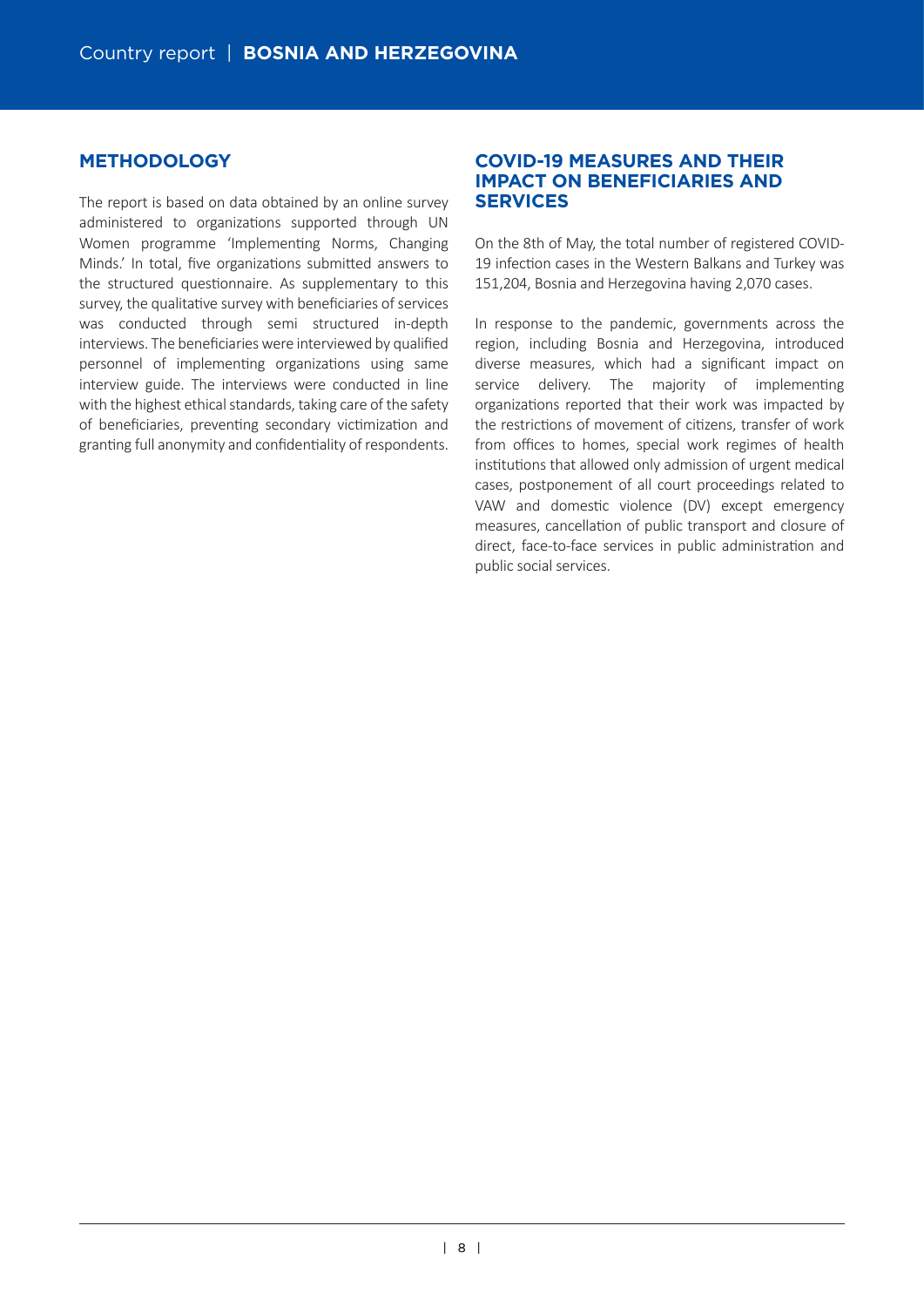## METHODOLOGY

The report is based on data obtained by an online survey administered to organizations supported through UN Women programme 'Implementing Norms, Changing Minds.' In total, five organizations submitted answers to the structured questionnaire. As supplementary to this survey, the qualitative survey with beneficiaries of services was conducted through semi structured in-depth interviews. The beneficiaries were interviewed by qualified personnel of implementing organizations using same interview guide. The interviews were conducted in line with the highest ethical standards, taking care of the safety of beneficiaries, preventing secondary victimization and granting full anonymity and confidentiality of respondents.

## COVID-19 MEASURES AND THEIR IMPACT ON BENEFICIARIES AND SERVICES

On the 8th of May, the total number of registered COVID-19 infection cases in the Western Balkans and Turkey was 151,204, Bosnia and Herzegovina having 2,070 cases.

In response to the pandemic, governments across the region, including Bosnia and Herzegovina, introduced diverse measures, which had a significant impact on service delivery. The majority of implementing organizations reported that their work was impacted by the restrictions of movement of citizens, transfer of work from offices to homes, special work regimes of health institutions that allowed only admission of urgent medical cases, postponement of all court proceedings related to VAW and domestic violence (DV) except emergency measures, cancellation of public transport and closure of direct, face-to-face services in public administration and public social services.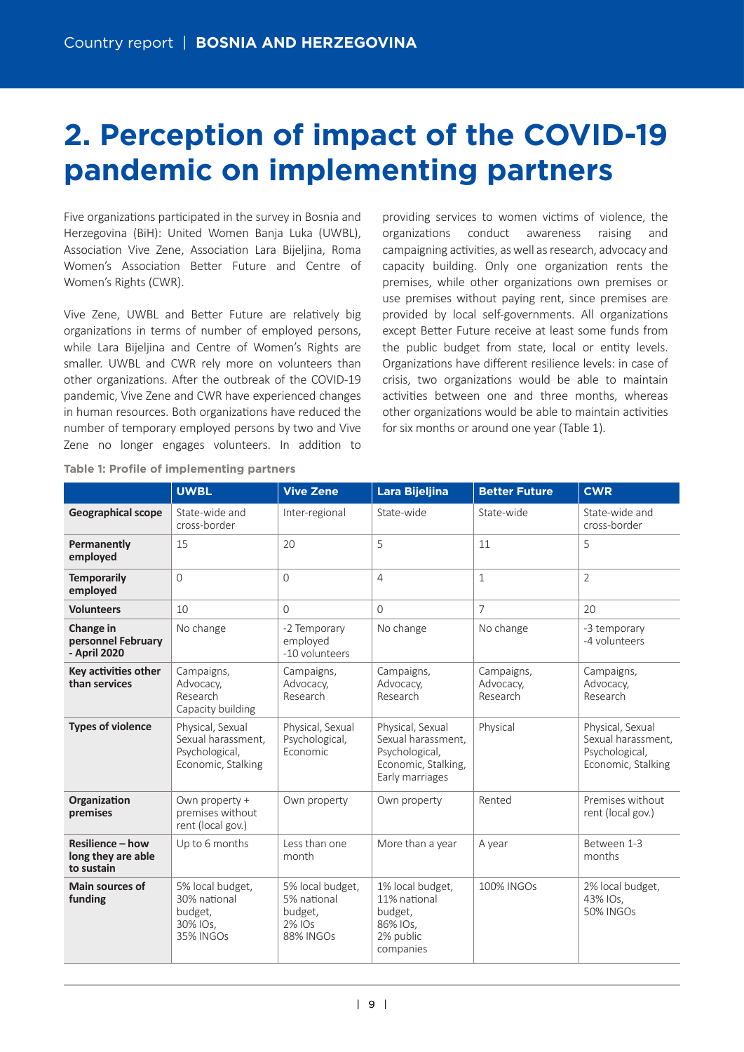# 2. Perception of impact of the COVID-19 pandemic on implementing partners

Five organizations participated in the survey in Bosnia and Herzegovina (BiH): United Women Banja Luka (UWBL), Association Vive Zene, Association Lara Bijeljina, Roma Women's Association Better Future and Centre of Women's Rights (CWR).

Vive Zene, UWBL and Better Future are relatively big organizations in terms of number of employed persons, while Lara Bijeljina and Centre of Women's Rights are smaller. UWBL and CWR rely more on volunteers than other organizations. After the outbreak of the COVID-19 pandemic, Vive Zene and CWR have experienced changes in human resources. Both organizations have reduced the number of temporary employed persons by two and Vive Zene no longer engages volunteers. In addition to providing services to women victims of violence, the organizations conduct awareness raising and campaigning activities, as well as research, advocacy and capacity building. Only one organization rents the premises, while other organizations own premises or use premises without paying rent, since premises are provided by local self-governments. All organizations except Better Future receive at least some funds from the public budget from state, local or entity levels. Organizations have different resilience levels: in case of crisis, two organizations would be able to maintain activities between one and three months, whereas other organizations would be able to maintain activities for six months or around one year (Table 1).

**Table 1: Profile of implementing partners**

| | UWBL | Vive Zene | Lara Bijeljina | Better Future | CWR |
|---|---|---|---|---|---|
| **Geographical scope** | State-wide and cross-border | Inter-regional | State-wide | State-wide | State-wide and cross-border |
| **Permanently employed** | 15 | 20 | 5 | 11 | 5 |
| **Temporarily employed** | 0 | 0 | 4 | 1 | 2 |
| **Volunteers** | 10 | 0 | 0 | 7 | 20 |
| **Change in personnel February - April 2020** | No change | -2 Temporary employed -10 volunteers | No change | No change | -3 temporary -4 volunteers |
| **Key activities other than services** | Campaigns, Advocacy, Research Capacity building | Campaigns, Advocacy, Research | Campaigns, Advocacy, Research | Campaigns, Advocacy, Research | Campaigns, Advocacy, Research |
| **Types of violence** | Physical, Sexual Sexual harassment, Psychological, Economic, Stalking | Physical, Sexual Psychological, Economic | Physical, Sexual Sexual harassment, Psychological, Economic, Stalking, Early marriages | Physical | Physical, Sexual Sexual harassment, Psychological, Economic, Stalking |
| **Organization premises** | Own property + premises without rent (local gov.) | Own property | Own property | Rented | Premises without rent (local gov.) |
| **Resilience – how long they are able to sustain** | Up to 6 months | Less than one month | More than a year | A year | Between 1-3 months |
| **Main sources of funding** | 5% local budget, 30% national budget, 30% IOs, 35% INGOs | 5% local budget, 5% national budget, 2% IOs 88% INGOs | 1% local budget, 11% national budget, 86% IOs, 2% public companies | 100% INGOs | 2% local budget, 43% IOs, 50% INGOs |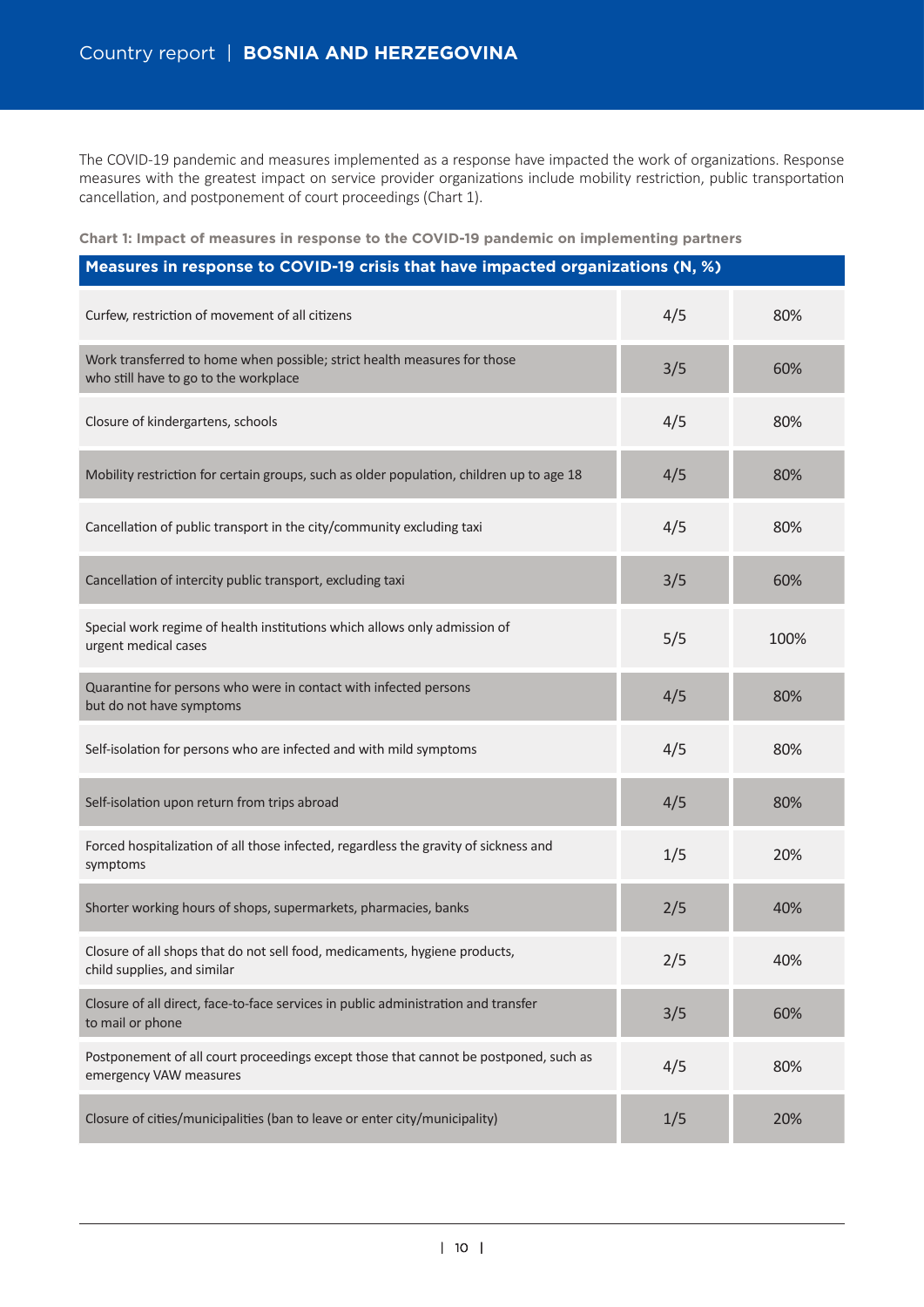The COVID-19 pandemic and measures implemented as a response have impacted the work of organizations. Response measures with the greatest impact on service provider organizations include mobility restriction, public transportation cancellation, and postponement of court proceedings (Chart 1).

**Chart 1: Impact of measures in response to the COVID-19 pandemic on implementing partners**

| Measures in response to COVID-19 crisis that have impacted organizations (N, %) | | |
|---|---|---|
| Curfew, restriction of movement of all citizens | 4/5 | 80% |
| Work transferred to home when possible; strict health measures for those who still have to go to the workplace | 3/5 | 60% |
| Closure of kindergartens, schools | 4/5 | 80% |
| Mobility restriction for certain groups, such as older population, children up to age 18 | 4/5 | 80% |
| Cancellation of public transport in the city/community excluding taxi | 4/5 | 80% |
| Cancellation of intercity public transport, excluding taxi | 3/5 | 60% |
| Special work regime of health institutions which allows only admission of urgent medical cases | 5/5 | 100% |
| Quarantine for persons who were in contact with infected persons but do not have symptoms | 4/5 | 80% |
| Self-isolation for persons who are infected and with mild symptoms | 4/5 | 80% |
| Self-isolation upon return from trips abroad | 4/5 | 80% |
| Forced hospitalization of all those infected, regardless the gravity of sickness and symptoms | 1/5 | 20% |
| Shorter working hours of shops, supermarkets, pharmacies, banks | 2/5 | 40% |
| Closure of all shops that do not sell food, medicaments, hygiene products, child supplies, and similar | 2/5 | 40% |
| Closure of all direct, face-to-face services in public administration and transfer to mail or phone | 3/5 | 60% |
| Postponement of all court proceedings except those that cannot be postponed, such as emergency VAW measures | 4/5 | 80% |
| Closure of cities/municipalities (ban to leave or enter city/municipality) | 1/5 | 20% |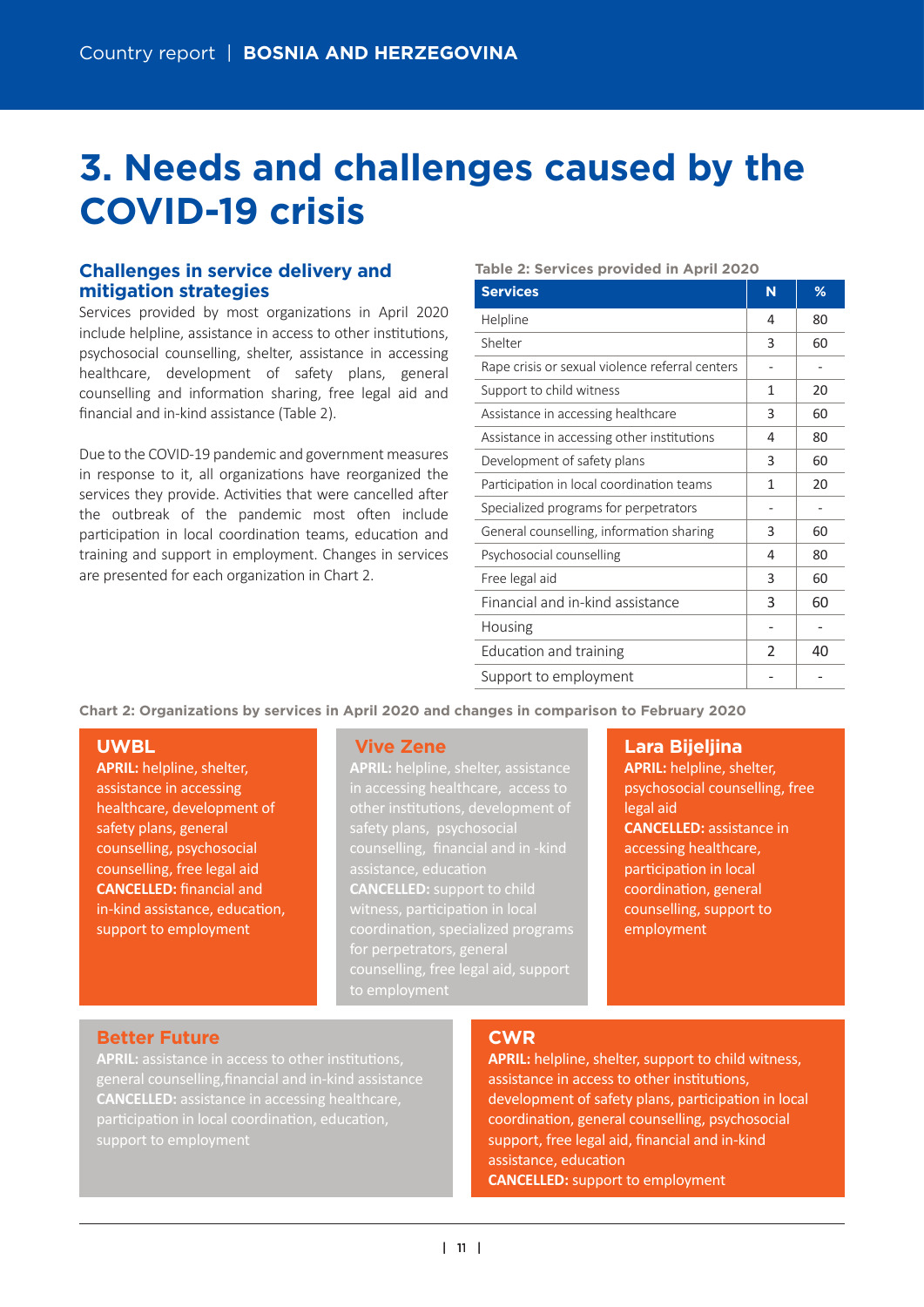# 3. Needs and challenges caused by the COVID-19 crisis

## Challenges in service delivery and mitigation strategies

Services provided by most organizations in April 2020 include helpline, assistance in access to other institutions, psychosocial counselling, shelter, assistance in accessing healthcare, development of safety plans, general counselling and information sharing, free legal aid and financial and in-kind assistance (Table 2).

Due to the COVID-19 pandemic and government measures in response to it, all organizations have reorganized the services they provide. Activities that were cancelled after the outbreak of the pandemic most often include participation in local coordination teams, education and training and support in employment. Changes in services are presented for each organization in Chart 2.

**Table 2: Services provided in April 2020**

| Services | N | % |
|---|---|---|
| Helpline | 4 | 80 |
| Shelter | 3 | 60 |
| Rape crisis or sexual violence referral centers | - | - |
| Support to child witness | 1 | 20 |
| Assistance in accessing healthcare | 3 | 60 |
| Assistance in accessing other institutions | 4 | 80 |
| Development of safety plans | 3 | 60 |
| Participation in local coordination teams | 1 | 20 |
| Specialized programs for perpetrators | - | - |
| General counselling, information sharing | 3 | 60 |
| Psychosocial counselling | 4 | 80 |
| Free legal aid | 3 | 60 |
| Financial and in-kind assistance | 3 | 60 |
| Housing | - | - |
| Education and training | 2 | 40 |
| Support to employment | - | - |

**Chart 2: Organizations by services in April 2020 and changes in comparison to February 2020**

**UWBL**
**APRIL:** helpline, shelter, assistance in accessing healthcare, development of safety plans, general counselling, psychosocial counselling, free legal aid
**CANCELLED:** financial and in-kind assistance, education, support to employment

**Vive Zene**
**APRIL:** helpline, shelter, assistance in accessing healthcare, access to other institutions, development of safety plans, psychosocial counselling, financial and in -kind assistance, education
**CANCELLED:** support to child witness, participation in local coordination, specialized programs for perpetrators, general counselling, free legal aid, support to employment

**Lara Bijeljina**
**APRIL:** helpline, shelter, psychosocial counselling, free legal aid
**CANCELLED:** assistance in accessing healthcare, participation in local coordination, general counselling, support to employment

**Better Future**
**APRIL:** assistance in access to other institutions, general counselling,financial and in-kind assistance
**CANCELLED:** assistance in accessing healthcare, participation in local coordination, education, support to employment

**CWR**
**APRIL:** helpline, shelter, support to child witness, assistance in access to other institutions, development of safety plans, participation in local coordination, general counselling, psychosocial support, free legal aid, financial and in-kind assistance, education
**CANCELLED:** support to employment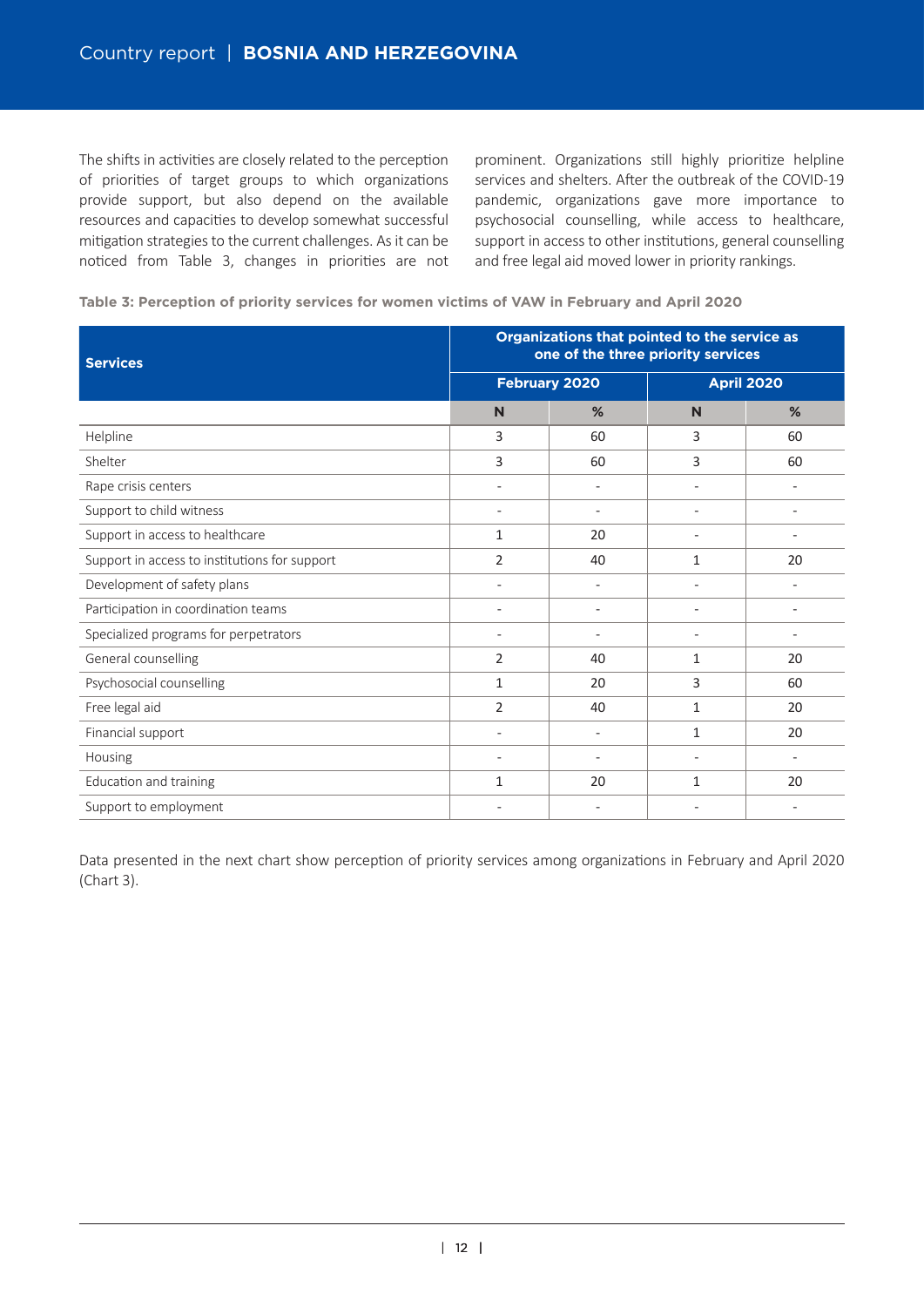The shifts in activities are closely related to the perception of priorities of target groups to which organizations provide support, but also depend on the available resources and capacities to develop somewhat successful mitigation strategies to the current challenges. As it can be noticed from Table 3, changes in priorities are not prominent. Organizations still highly prioritize helpline services and shelters. After the outbreak of the COVID-19 pandemic, organizations gave more importance to psychosocial counselling, while access to healthcare, support in access to other institutions, general counselling and free legal aid moved lower in priority rankings.

**Table 3: Perception of priority services for women victims of VAW in February and April 2020**

| Services | Organizations that pointed to the service as one of the three priority services | | | |
|---|---|---|---|---|
| | February 2020 | | April 2020 | |
| | N | % | N | % |
| Helpline | 3 | 60 | 3 | 60 |
| Shelter | 3 | 60 | 3 | 60 |
| Rape crisis centers | - | - | - | - |
| Support to child witness | - | - | - | - |
| Support in access to healthcare | 1 | 20 | - | - |
| Support in access to institutions for support | 2 | 40 | 1 | 20 |
| Development of safety plans | - | - | - | - |
| Participation in coordination teams | - | - | - | - |
| Specialized programs for perpetrators | - | - | - | - |
| General counselling | 2 | 40 | 1 | 20 |
| Psychosocial counselling | 1 | 20 | 3 | 60 |
| Free legal aid | 2 | 40 | 1 | 20 |
| Financial support | - | - | 1 | 20 |
| Housing | - | - | - | - |
| Education and training | 1 | 20 | 1 | 20 |
| Support to employment | - | - | - | - |

Data presented in the next chart show perception of priority services among organizations in February and April 2020 (Chart 3).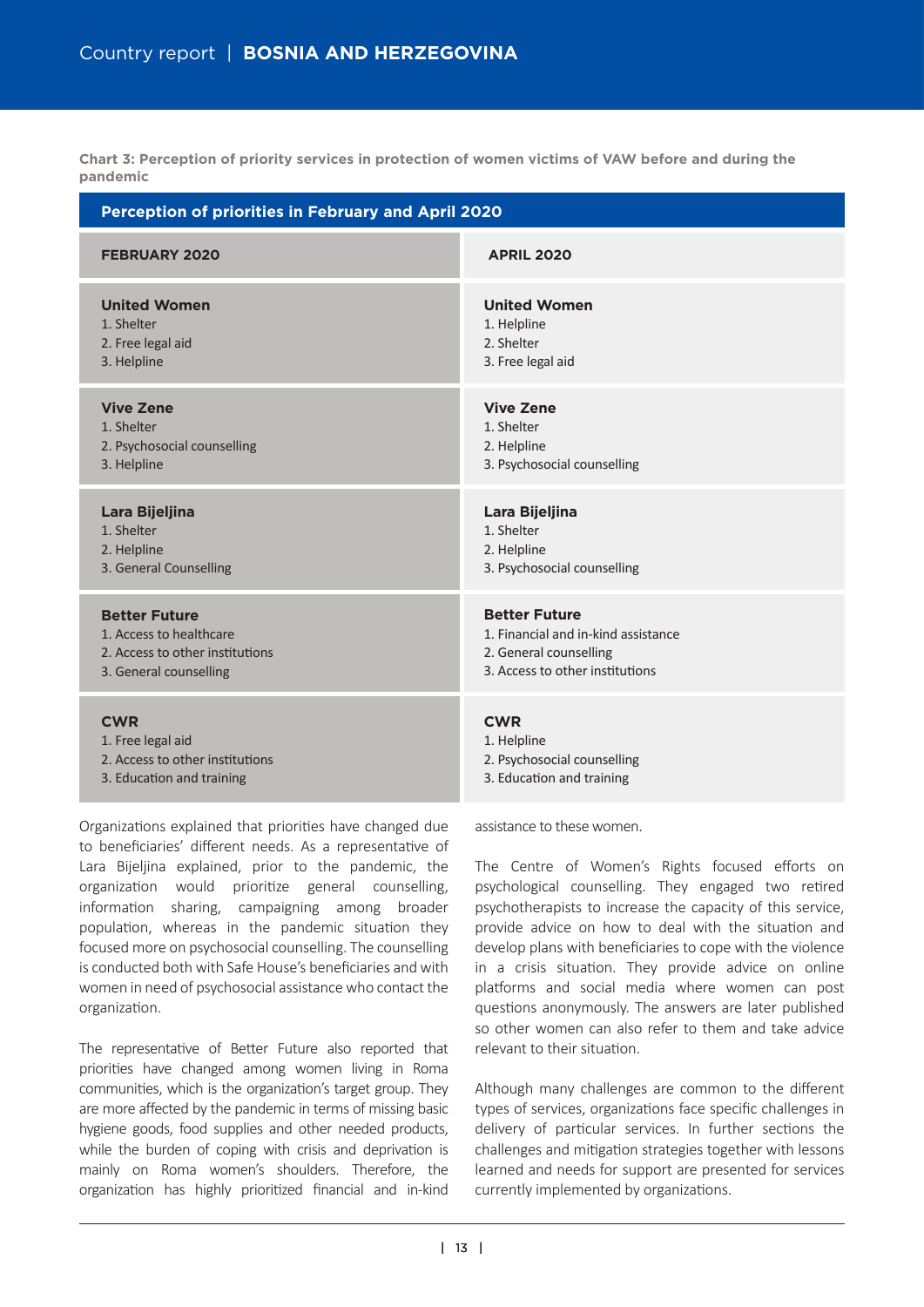**Chart 3: Perception of priority services in protection of women victims of VAW before and during the pandemic**

| Perception of priorities in February and April 2020 | |
|---|---|
| **FEBRUARY 2020** | **APRIL 2020** |
| **United Women**<br>1. Shelter<br>2. Free legal aid<br>3. Helpline | **United Women**<br>1. Helpline<br>2. Shelter<br>3. Free legal aid |
| **Vive Zene**<br>1. Shelter<br>2. Psychosocial counselling<br>3. Helpline | **Vive Zene**<br>1. Shelter<br>2. Helpline<br>3. Psychosocial counselling |
| **Lara Bijeljina**<br>1. Shelter<br>2. Helpline<br>3. General Counselling | **Lara Bijeljina**<br>1. Shelter<br>2. Helpline<br>3. Psychosocial counselling |
| **Better Future**<br>1. Access to healthcare<br>2. Access to other institutions<br>3. General counselling | **Better Future**<br>1. Financial and in-kind assistance<br>2. General counselling<br>3. Access to other institutions |
| **CWR**<br>1. Free legal aid<br>2. Access to other institutions<br>3. Education and training | **CWR**<br>1. Helpline<br>2. Psychosocial counselling<br>3. Education and training |

Organizations explained that priorities have changed due to beneficiaries' different needs. As a representative of Lara Bijeljina explained, prior to the pandemic, the organization would prioritize general counselling, information sharing, campaigning among broader population, whereas in the pandemic situation they focused more on psychosocial counselling. The counselling is conducted both with Safe House's beneficiaries and with women in need of psychosocial assistance who contact the organization.

The representative of Better Future also reported that priorities have changed among women living in Roma communities, which is the organization's target group. They are more affected by the pandemic in terms of missing basic hygiene goods, food supplies and other needed products, while the burden of coping with crisis and deprivation is mainly on Roma women's shoulders. Therefore, the organization has highly prioritized financial and in-kind assistance to these women.

The Centre of Women's Rights focused efforts on psychological counselling. They engaged two retired psychotherapists to increase the capacity of this service, provide advice on how to deal with the situation and develop plans with beneficiaries to cope with the violence in a crisis situation. They provide advice on online platforms and social media where women can post questions anonymously. The answers are later published so other women can also refer to them and take advice relevant to their situation.

Although many challenges are common to the different types of services, organizations face specific challenges in delivery of particular services. In further sections the challenges and mitigation strategies together with lessons learned and needs for support are presented for services currently implemented by organizations.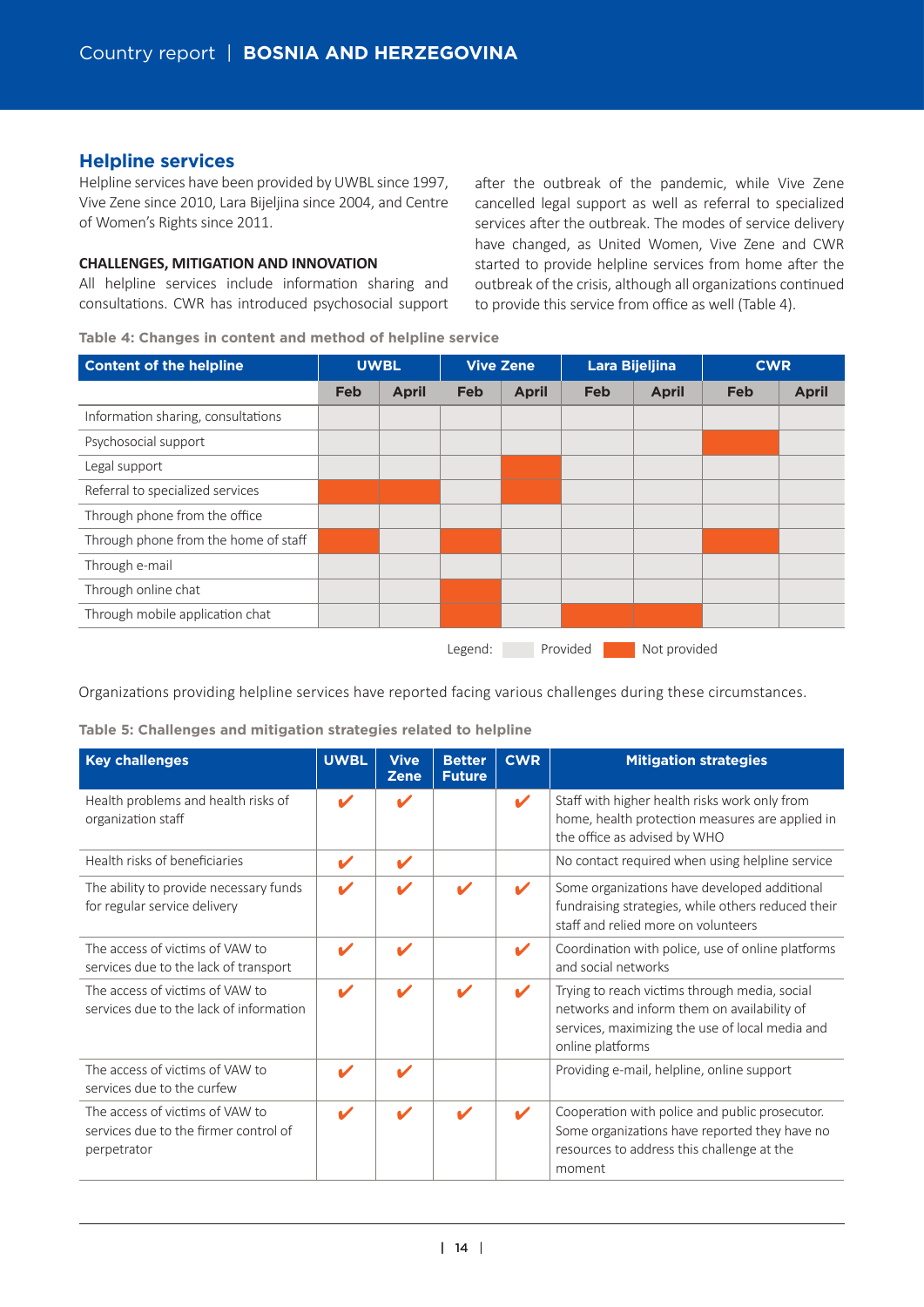## Helpline services

Helpline services have been provided by UWBL since 1997, Vive Zene since 2010, Lara Bijeljina since 2004, and Centre of Women's Rights since 2011.

**CHALLENGES, MITIGATION AND INNOVATION**

All helpline services include information sharing and consultations. CWR has introduced psychosocial support after the outbreak of the pandemic, while Vive Zene cancelled legal support as well as referral to specialized services after the outbreak. The modes of service delivery have changed, as United Women, Vive Zene and CWR started to provide helpline services from home after the outbreak of the crisis, although all organizations continued to provide this service from office as well (Table 4).

**Table 4: Changes in content and method of helpline service**

| Content of the helpline | UWBL | | Vive Zene | | Lara Bijeljina | | CWR | |
|---|---|---|---|---|---|---|---|---|
| | Feb | April | Feb | April | Feb | April | Feb | April |
| Information sharing, consultations | Provided | Provided | Provided | Provided | Provided | Provided | Provided | Provided |
| Psychosocial support | Provided | Provided | Provided | Provided | Provided | Provided | Not provided | Provided |
| Legal support | Provided | Provided | Provided | Not provided | Provided | Provided | Provided | Provided |
| Referral to specialized services | Not provided | Not provided | Provided | Not provided | Provided | Provided | Provided | Provided |
| Through phone from the office | Provided | Provided | Provided | Provided | Provided | Provided | Provided | Provided |
| Through phone from the home of staff | Not provided | Provided | Not provided | Provided | Provided | Provided | Not provided | Provided |
| Through e-mail | Provided | Provided | Provided | Provided | Provided | Provided | Provided | Provided |
| Through online chat | Provided | Provided | Not provided | Provided | Provided | Provided | Provided | Provided |
| Through mobile application chat | Provided | Provided | Not provided | Provided | Not provided | Not provided | Provided | Provided |

Legend: Provided / Not provided

Organizations providing helpline services have reported facing various challenges during these circumstances.

**Table 5: Challenges and mitigation strategies related to helpline**

| Key challenges | UWBL | Vive Zene | Better Future | CWR | Mitigation strategies |
|---|---|---|---|---|---|
| Health problems and health risks of organization staff | ✔ | ✔ | | ✔ | Staff with higher health risks work only from home, health protection measures are applied in the office as advised by WHO |
| Health risks of beneficiaries | ✔ | ✔ | | | No contact required when using helpline service |
| The ability to provide necessary funds for regular service delivery | ✔ | ✔ | ✔ | ✔ | Some organizations have developed additional fundraising strategies, while others reduced their staff and relied more on volunteers |
| The access of victims of VAW to services due to the lack of transport | ✔ | ✔ | | ✔ | Coordination with police, use of online platforms and social networks |
| The access of victims of VAW to services due to the lack of information | ✔ | ✔ | ✔ | ✔ | Trying to reach victims through media, social networks and inform them on availability of services, maximizing the use of local media and online platforms |
| The access of victims of VAW to services due to the curfew | ✔ | ✔ | | | Providing e-mail, helpline, online support |
| The access of victims of VAW to services due to the firmer control of perpetrator | ✔ | ✔ | ✔ | ✔ | Cooperation with police and public prosecutor. Some organizations have reported they have no resources to address this challenge at the moment |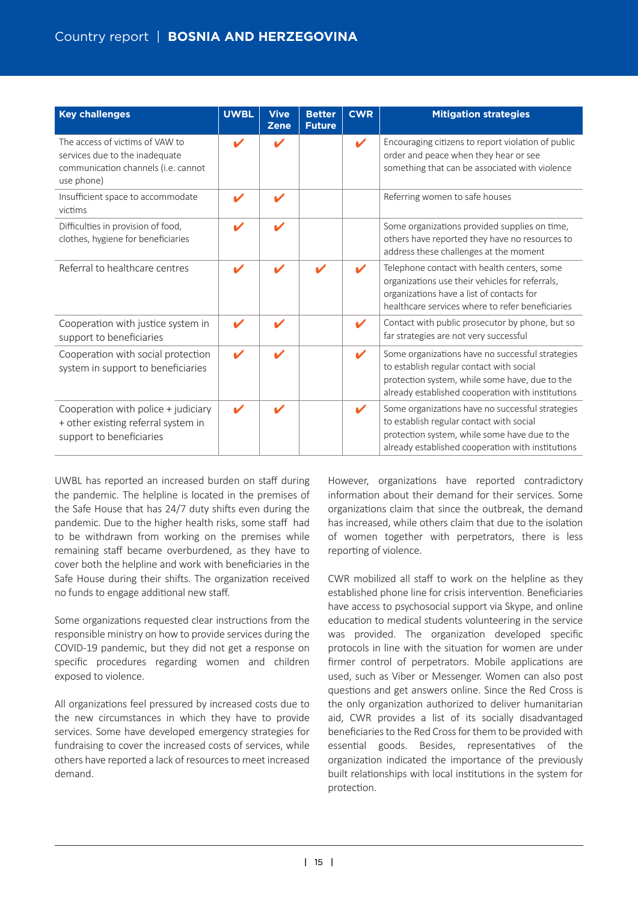| Key challenges | UWBL | Vive Zene | Better Future | CWR | Mitigation strategies |
|---|---|---|---|---|---|
| The access of victims of VAW to services due to the inadequate communication channels (i.e. cannot use phone) | ✔ | ✔ | | ✔ | Encouraging citizens to report violation of public order and peace when they hear or see something that can be associated with violence |
| Insufficient space to accommodate victims | ✔ | ✔ | | | Referring women to safe houses |
| Difficulties in provision of food, clothes, hygiene for beneficiaries | ✔ | ✔ | | | Some organizations provided supplies on time, others have reported they have no resources to address these challenges at the moment |
| Referral to healthcare centres | ✔ | ✔ | ✔ | ✔ | Telephone contact with health centers, some organizations use their vehicles for referrals, organizations have a list of contacts for healthcare services where to refer beneficiaries |
| Cooperation with justice system in support to beneficiaries | ✔ | ✔ | | ✔ | Contact with public prosecutor by phone, but so far strategies are not very successful |
| Cooperation with social protection system in support to beneficiaries | ✔ | ✔ | | ✔ | Some organizations have no successful strategies to establish regular contact with social protection system, while some have, due to the already established cooperation with institutions |
| Cooperation with police + judiciary + other existing referral system in support to beneficiaries | ✔ | ✔ | | ✔ | Some organizations have no successful strategies to establish regular contact with social protection system, while some have due to the already established cooperation with institutions |

UWBL has reported an increased burden on staff during the pandemic. The helpline is located in the premises of the Safe House that has 24/7 duty shifts even during the pandemic. Due to the higher health risks, some staff had to be withdrawn from working on the premises while remaining staff became overburdened, as they have to cover both the helpline and work with beneficiaries in the Safe House during their shifts. The organization received no funds to engage additional new staff.

Some organizations requested clear instructions from the responsible ministry on how to provide services during the COVID-19 pandemic, but they did not get a response on specific procedures regarding women and children exposed to violence.

All organizations feel pressured by increased costs due to the new circumstances in which they have to provide services. Some have developed emergency strategies for fundraising to cover the increased costs of services, while others have reported a lack of resources to meet increased demand.

However, organizations have reported contradictory information about their demand for their services. Some organizations claim that since the outbreak, the demand has increased, while others claim that due to the isolation of women together with perpetrators, there is less reporting of violence.

CWR mobilized all staff to work on the helpline as they established phone line for crisis intervention. Beneficiaries have access to psychosocial support via Skype, and online education to medical students volunteering in the service was provided. The organization developed specific protocols in line with the situation for women are under firmer control of perpetrators. Mobile applications are used, such as Viber or Messenger. Women can also post questions and get answers online. Since the Red Cross is the only organization authorized to deliver humanitarian aid, CWR provides a list of its socially disadvantaged beneficiaries to the Red Cross for them to be provided with essential goods. Besides, representatives of the organization indicated the importance of the previously built relationships with local institutions in the system for protection.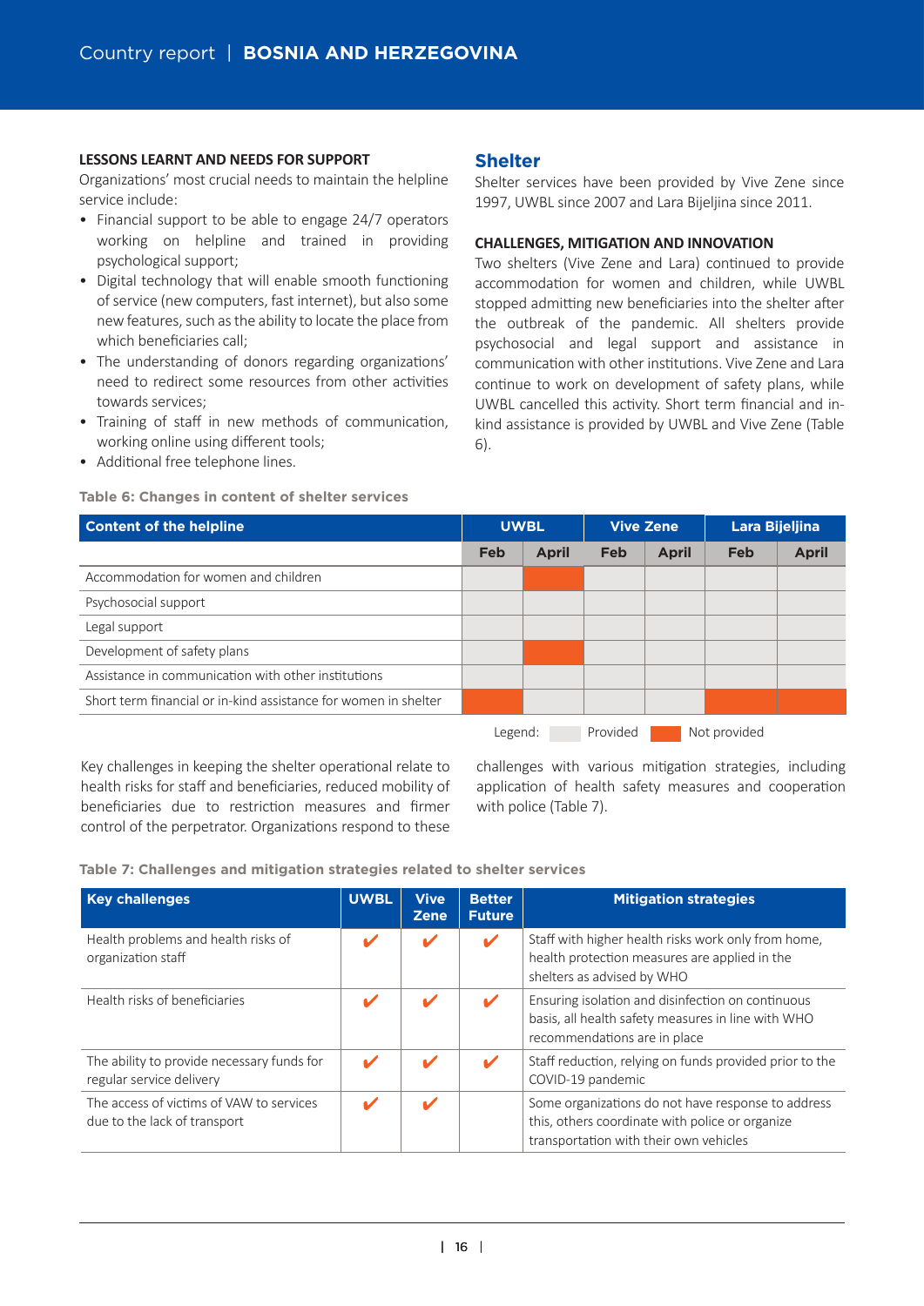**LESSONS LEARNT AND NEEDS FOR SUPPORT**

Organizations' most crucial needs to maintain the helpline service include:

- Financial support to be able to engage 24/7 operators working on helpline and trained in providing psychological support;
- Digital technology that will enable smooth functioning of service (new computers, fast internet), but also some new features, such as the ability to locate the place from which beneficiaries call;
- The understanding of donors regarding organizations' need to redirect some resources from other activities towards services;
- Training of staff in new methods of communication, working online using different tools;
- Additional free telephone lines.

## Shelter

Shelter services have been provided by Vive Zene since 1997, UWBL since 2007 and Lara Bijeljina since 2011.

**CHALLENGES, MITIGATION AND INNOVATION**

Two shelters (Vive Zene and Lara) continued to provide accommodation for women and children, while UWBL stopped admitting new beneficiaries into the shelter after the outbreak of the pandemic. All shelters provide psychosocial and legal support and assistance in communication with other institutions. Vive Zene and Lara continue to work on development of safety plans, while UWBL cancelled this activity. Short term financial and in-kind assistance is provided by UWBL and Vive Zene (Table 6).

**Table 6: Changes in content of shelter services**

| Content of the helpline | UWBL | | Vive Zene | | Lara Bijeljina | |
|---|---|---|---|---|---|---|
| | Feb | April | Feb | April | Feb | April |
| Accommodation for women and children | Provided | Not provided | Provided | Provided | Provided | Provided |
| Psychosocial support | Provided | Provided | Provided | Provided | Provided | Provided |
| Legal support | Provided | Provided | Provided | Provided | Provided | Provided |
| Development of safety plans | Provided | Not provided | Provided | Provided | Provided | Provided |
| Assistance in communication with other institutions | Provided | Provided | Provided | Provided | Provided | Provided |
| Short term financial or in-kind assistance for women in shelter | Not provided | Provided | Provided | Provided | Not provided | Not provided |

Legend: Provided, Not provided

Key challenges in keeping the shelter operational relate to health risks for staff and beneficiaries, reduced mobility of beneficiaries due to restriction measures and firmer control of the perpetrator. Organizations respond to these challenges with various mitigation strategies, including application of health safety measures and cooperation with police (Table 7).

**Table 7: Challenges and mitigation strategies related to shelter services**

| Key challenges | UWBL | Vive Zene | Better Future | Mitigation strategies |
|---|---|---|---|---|
| Health problems and health risks of organization staff | ✔ | ✔ | ✔ | Staff with higher health risks work only from home, health protection measures are applied in the shelters as advised by WHO |
| Health risks of beneficiaries | ✔ | ✔ | ✔ | Ensuring isolation and disinfection on continuous basis, all health safety measures in line with WHO recommendations are in place |
| The ability to provide necessary funds for regular service delivery | ✔ | ✔ | ✔ | Staff reduction, relying on funds provided prior to the COVID-19 pandemic |
| The access of victims of VAW to services due to the lack of transport | ✔ | ✔ | | Some organizations do not have response to address this, others coordinate with police or organize transportation with their own vehicles |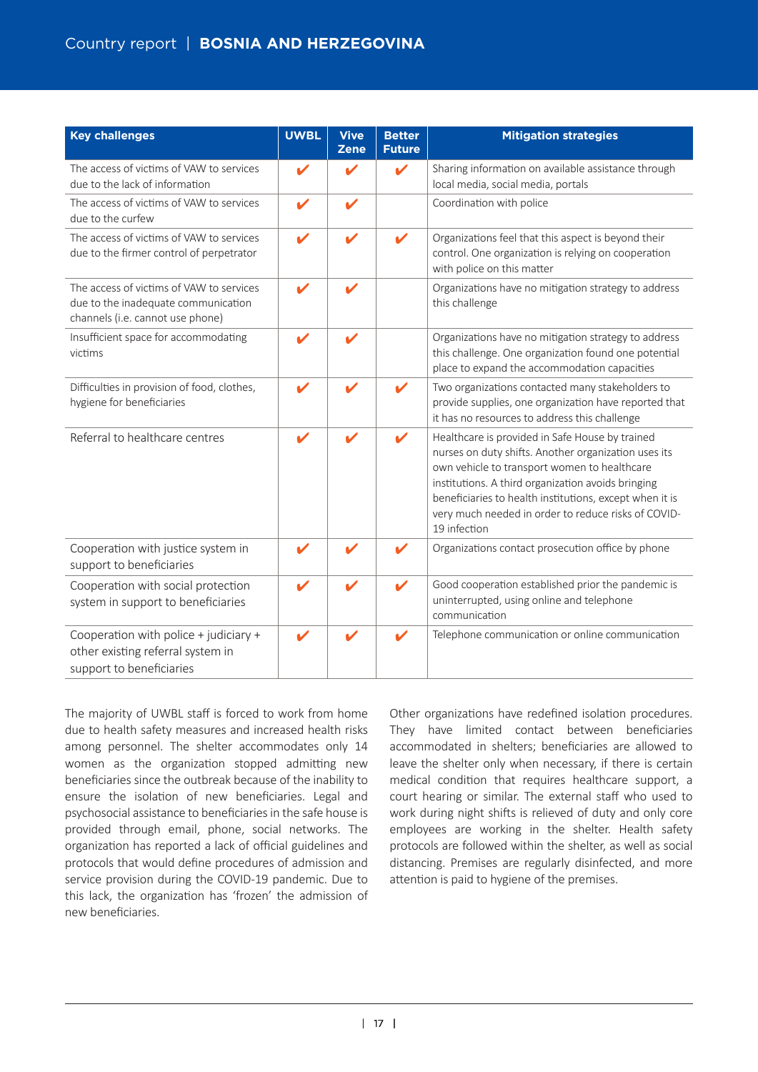| Key challenges | UWBL | Vive Zene | Better Future | Mitigation strategies |
|---|---|---|---|---|
| The access of victims of VAW to services due to the lack of information | ✔ | ✔ | ✔ | Sharing information on available assistance through local media, social media, portals |
| The access of victims of VAW to services due to the curfew | ✔ | ✔ | | Coordination with police |
| The access of victims of VAW to services due to the firmer control of perpetrator | ✔ | ✔ | ✔ | Organizations feel that this aspect is beyond their control. One organization is relying on cooperation with police on this matter |
| The access of victims of VAW to services due to the inadequate communication channels (i.e. cannot use phone) | ✔ | ✔ | | Organizations have no mitigation strategy to address this challenge |
| Insufficient space for accommodating victims | ✔ | ✔ | | Organizations have no mitigation strategy to address this challenge. One organization found one potential place to expand the accommodation capacities |
| Difficulties in provision of food, clothes, hygiene for beneficiaries | ✔ | ✔ | ✔ | Two organizations contacted many stakeholders to provide supplies, one organization have reported that it has no resources to address this challenge |
| Referral to healthcare centres | ✔ | ✔ | ✔ | Healthcare is provided in Safe House by trained nurses on duty shifts. Another organization uses its own vehicle to transport women to healthcare institutions. A third organization avoids bringing beneficiaries to health institutions, except when it is very much needed in order to reduce risks of COVID-19 infection |
| Cooperation with justice system in support to beneficiaries | ✔ | ✔ | ✔ | Organizations contact prosecution office by phone |
| Cooperation with social protection system in support to beneficiaries | ✔ | ✔ | ✔ | Good cooperation established prior the pandemic is uninterrupted, using online and telephone communication |
| Cooperation with police + judiciary + other existing referral system in support to beneficiaries | ✔ | ✔ | ✔ | Telephone communication or online communication |

The majority of UWBL staff is forced to work from home due to health safety measures and increased health risks among personnel. The shelter accommodates only 14 women as the organization stopped admitting new beneficiaries since the outbreak because of the inability to ensure the isolation of new beneficiaries. Legal and psychosocial assistance to beneficiaries in the safe house is provided through email, phone, social networks. The organization has reported a lack of official guidelines and protocols that would define procedures of admission and service provision during the COVID-19 pandemic. Due to this lack, the organization has 'frozen' the admission of new beneficiaries.

Other organizations have redefined isolation procedures. They have limited contact between beneficiaries accommodated in shelters; beneficiaries are allowed to leave the shelter only when necessary, if there is certain medical condition that requires healthcare support, a court hearing or similar. The external staff who used to work during night shifts is relieved of duty and only core employees are working in the shelter. Health safety protocols are followed within the shelter, as well as social distancing. Premises are regularly disinfected, and more attention is paid to hygiene of the premises.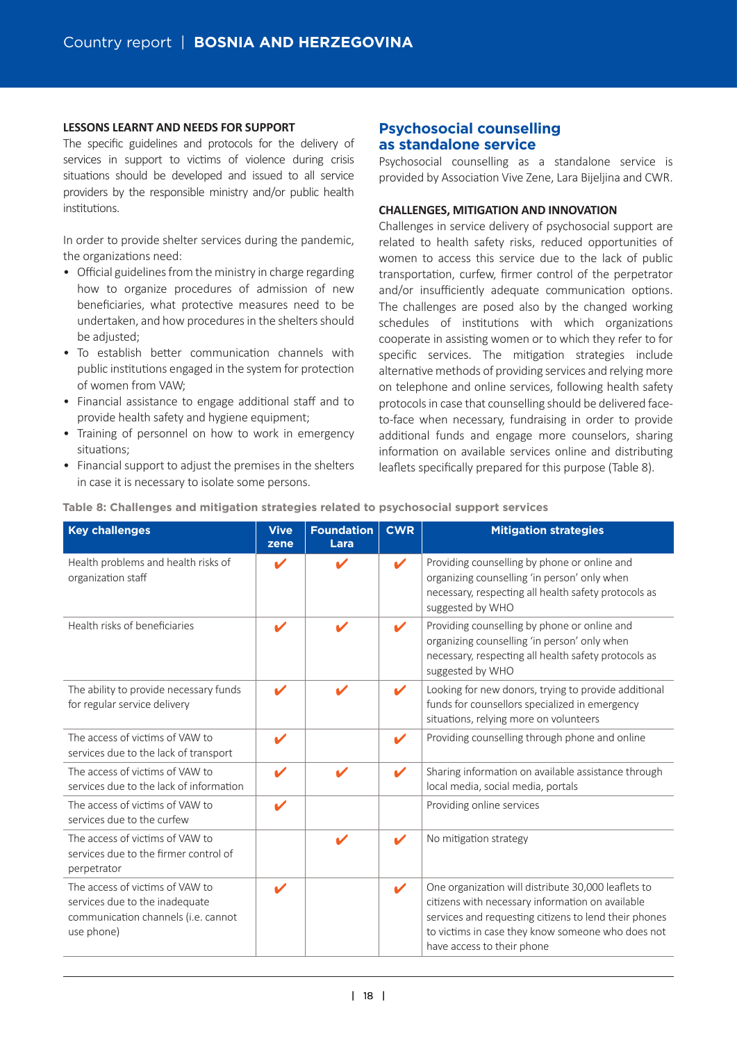**LESSONS LEARNT AND NEEDS FOR SUPPORT**

The specific guidelines and protocols for the delivery of services in support to victims of violence during crisis situations should be developed and issued to all service providers by the responsible ministry and/or public health institutions.

In order to provide shelter services during the pandemic, the organizations need:

- Official guidelines from the ministry in charge regarding how to organize procedures of admission of new beneficiaries, what protective measures need to be undertaken, and how procedures in the shelters should be adjusted;
- To establish better communication channels with public institutions engaged in the system for protection of women from VAW;
- Financial assistance to engage additional staff and to provide health safety and hygiene equipment;
- Training of personnel on how to work in emergency situations;
- Financial support to adjust the premises in the shelters in case it is necessary to isolate some persons.

## Psychosocial counselling as standalone service

Psychosocial counselling as a standalone service is provided by Association Vive Zene, Lara Bijeljina and CWR.

**CHALLENGES, MITIGATION AND INNOVATION**

Challenges in service delivery of psychosocial support are related to health safety risks, reduced opportunities of women to access this service due to the lack of public transportation, curfew, firmer control of the perpetrator and/or insufficiently adequate communication options. The challenges are posed also by the changed working schedules of institutions with which organizations cooperate in assisting women or to which they refer to for specific services. The mitigation strategies include alternative methods of providing services and relying more on telephone and online services, following health safety protocols in case that counselling should be delivered face-to-face when necessary, fundraising in order to provide additional funds and engage more counselors, sharing information on available services online and distributing leaflets specifically prepared for this purpose (Table 8).

**Table 8: Challenges and mitigation strategies related to psychosocial support services**

| Key challenges | Vive zene | Foundation Lara | CWR | Mitigation strategies |
|---|---|---|---|---|
| Health problems and health risks of organization staff | ✔ | ✔ | ✔ | Providing counselling by phone or online and organizing counselling 'in person' only when necessary, respecting all health safety protocols as suggested by WHO |
| Health risks of beneficiaries | ✔ | ✔ | ✔ | Providing counselling by phone or online and organizing counselling 'in person' only when necessary, respecting all health safety protocols as suggested by WHO |
| The ability to provide necessary funds for regular service delivery | ✔ | ✔ | ✔ | Looking for new donors, trying to provide additional funds for counsellors specialized in emergency situations, relying more on volunteers |
| The access of victims of VAW to services due to the lack of transport | ✔ | | ✔ | Providing counselling through phone and online |
| The access of victims of VAW to services due to the lack of information | ✔ | ✔ | ✔ | Sharing information on available assistance through local media, social media, portals |
| The access of victims of VAW to services due to the curfew | ✔ | | | Providing online services |
| The access of victims of VAW to services due to the firmer control of perpetrator | | ✔ | ✔ | No mitigation strategy |
| The access of victims of VAW to services due to the inadequate communication channels (i.e. cannot use phone) | ✔ | | ✔ | One organization will distribute 30,000 leaflets to citizens with necessary information on available services and requesting citizens to lend their phones to victims in case they know someone who does not have access to their phone |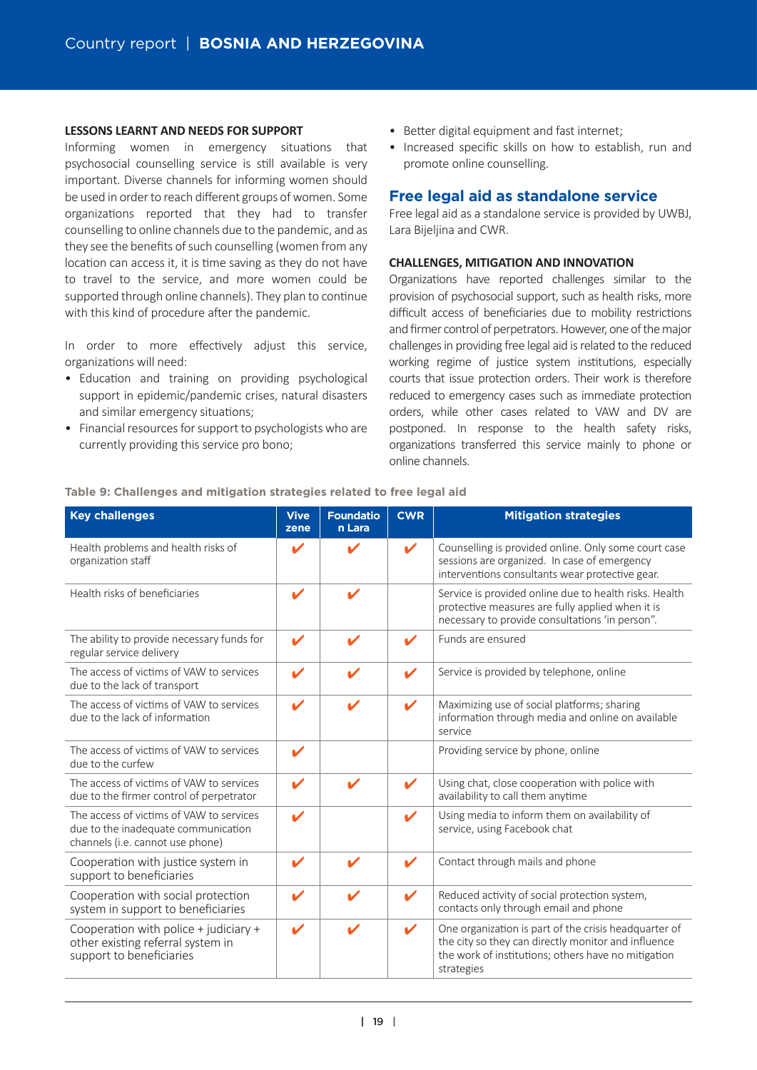**LESSONS LEARNT AND NEEDS FOR SUPPORT**

Informing women in emergency situations that psychosocial counselling service is still available is very important. Diverse channels for informing women should be used in order to reach different groups of women. Some organizations reported that they had to transfer counselling to online channels due to the pandemic, and as they see the benefits of such counselling (women from any location can access it, it is time saving as they do not have to travel to the service, and more women could be supported through online channels). They plan to continue with this kind of procedure after the pandemic.

In order to more effectively adjust this service, organizations will need:

- Education and training on providing psychological support in epidemic/pandemic crises, natural disasters and similar emergency situations;
- Financial resources for support to psychologists who are currently providing this service pro bono;
- Better digital equipment and fast internet;
- Increased specific skills on how to establish, run and promote online counselling.

## Free legal aid as standalone service

Free legal aid as a standalone service is provided by UWBJ, Lara Bijeljina and CWR.

**CHALLENGES, MITIGATION AND INNOVATION**

Organizations have reported challenges similar to the provision of psychosocial support, such as health risks, more difficult access of beneficiaries due to mobility restrictions and firmer control of perpetrators. However, one of the major challenges in providing free legal aid is related to the reduced working regime of justice system institutions, especially courts that issue protection orders. Their work is therefore reduced to emergency cases such as immediate protection orders, while other cases related to VAW and DV are postponed. In response to the health safety risks, organizations transferred this service mainly to phone or online channels.

**Table 9: Challenges and mitigation strategies related to free legal aid**

| Key challenges | Vive zene | Foundation Lara | CWR | Mitigation strategies |
|---|---|---|---|---|
| Health problems and health risks of organization staff | ✔ | ✔ | ✔ | Counselling is provided online. Only some court case sessions are organized. In case of emergency interventions consultants wear protective gear. |
| Health risks of beneficiaries | ✔ | ✔ | | Service is provided online due to health risks. Health protective measures are fully applied when it is necessary to provide consultations 'in person". |
| The ability to provide necessary funds for regular service delivery | ✔ | ✔ | ✔ | Funds are ensured |
| The access of victims of VAW to services due to the lack of transport | ✔ | ✔ | ✔ | Service is provided by telephone, online |
| The access of victims of VAW to services due to the lack of information | ✔ | ✔ | ✔ | Maximizing use of social platforms; sharing information through media and online on available service |
| The access of victims of VAW to services due to the curfew | ✔ | | | Providing service by phone, online |
| The access of victims of VAW to services due to the firmer control of perpetrator | ✔ | ✔ | ✔ | Using chat, close cooperation with police with availability to call them anytime |
| The access of victims of VAW to services due to the inadequate communication channels (i.e. cannot use phone) | ✔ | | ✔ | Using media to inform them on availability of service, using Facebook chat |
| Cooperation with justice system in support to beneficiaries | ✔ | ✔ | ✔ | Contact through mails and phone |
| Cooperation with social protection system in support to beneficiaries | ✔ | ✔ | ✔ | Reduced activity of social protection system, contacts only through email and phone |
| Cooperation with police + judiciary + other existing referral system in support to beneficiaries | ✔ | ✔ | ✔ | One organization is part of the crisis headquarter of the city so they can directly monitor and influence the work of institutions; others have no mitigation strategies |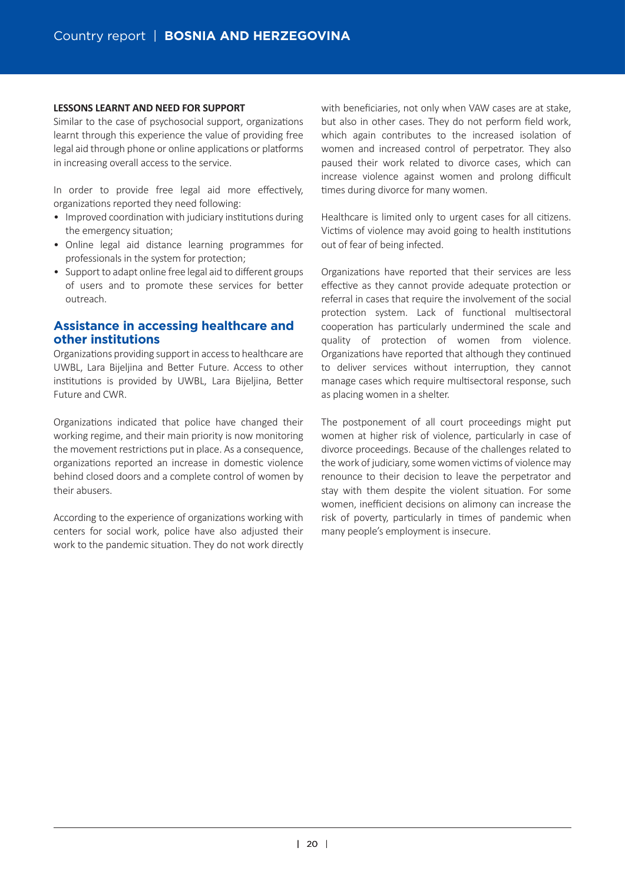**LESSONS LEARNT AND NEED FOR SUPPORT**

Similar to the case of psychosocial support, organizations learnt through this experience the value of providing free legal aid through phone or online applications or platforms in increasing overall access to the service.

In order to provide free legal aid more effectively, organizations reported they need following:

- Improved coordination with judiciary institutions during the emergency situation;
- Online legal aid distance learning programmes for professionals in the system for protection;
- Support to adapt online free legal aid to different groups of users and to promote these services for better outreach.

## Assistance in accessing healthcare and other institutions

Organizations providing support in access to healthcare are UWBL, Lara Bijeljina and Better Future. Access to other institutions is provided by UWBL, Lara Bijeljina, Better Future and CWR.

Organizations indicated that police have changed their working regime, and their main priority is now monitoring the movement restrictions put in place. As a consequence, organizations reported an increase in domestic violence behind closed doors and a complete control of women by their abusers.

According to the experience of organizations working with centers for social work, police have also adjusted their work to the pandemic situation. They do not work directly with beneficiaries, not only when VAW cases are at stake, but also in other cases. They do not perform field work, which again contributes to the increased isolation of women and increased control of perpetrator. They also paused their work related to divorce cases, which can increase violence against women and prolong difficult times during divorce for many women.

Healthcare is limited only to urgent cases for all citizens. Victims of violence may avoid going to health institutions out of fear of being infected.

Organizations have reported that their services are less effective as they cannot provide adequate protection or referral in cases that require the involvement of the social protection system. Lack of functional multisectoral cooperation has particularly undermined the scale and quality of protection of women from violence. Organizations have reported that although they continued to deliver services without interruption, they cannot manage cases which require multisectoral response, such as placing women in a shelter.

The postponement of all court proceedings might put women at higher risk of violence, particularly in case of divorce proceedings. Because of the challenges related to the work of judiciary, some women victims of violence may renounce to their decision to leave the perpetrator and stay with them despite the violent situation. For some women, inefficient decisions on alimony can increase the risk of poverty, particularly in times of pandemic when many people's employment is insecure.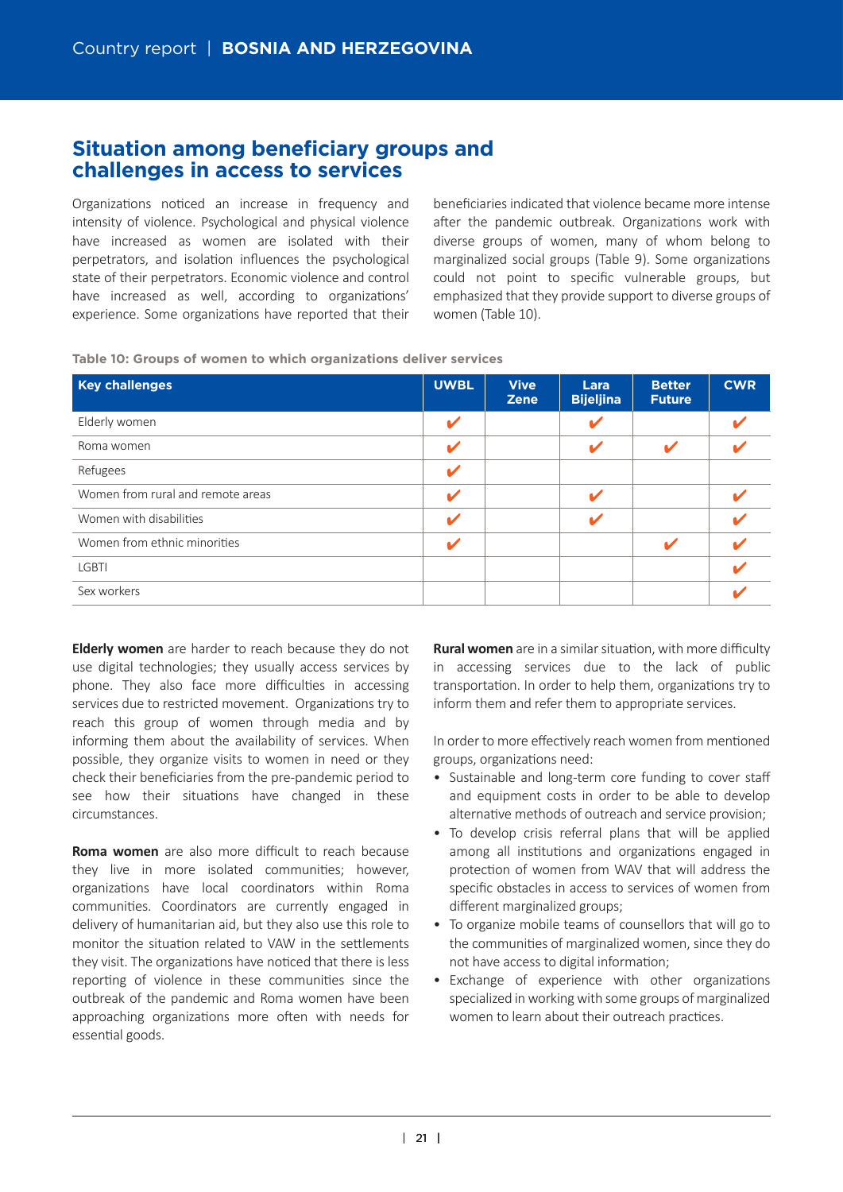## Situation among beneficiary groups and challenges in access to services

Organizations noticed an increase in frequency and intensity of violence. Psychological and physical violence have increased as women are isolated with their perpetrators, and isolation influences the psychological state of their perpetrators. Economic violence and control have increased as well, according to organizations' experience. Some organizations have reported that their beneficiaries indicated that violence became more intense after the pandemic outbreak. Organizations work with diverse groups of women, many of whom belong to marginalized social groups (Table 9). Some organizations could not point to specific vulnerable groups, but emphasized that they provide support to diverse groups of women (Table 10).

**Table 10: Groups of women to which organizations deliver services**

| Key challenges | UWBL | Vive Zene | Lara Bijeljina | Better Future | CWR |
|---|---|---|---|---|---|
| Elderly women | ✔ | | ✔ | | ✔ |
| Roma women | ✔ | | ✔ | ✔ | ✔ |
| Refugees | ✔ | | | | |
| Women from rural and remote areas | ✔ | | ✔ | | ✔ |
| Women with disabilities | ✔ | | ✔ | | ✔ |
| Women from ethnic minorities | ✔ | | | ✔ | ✔ |
| LGBTI | | | | | ✔ |
| Sex workers | | | | | ✔ |

**Elderly women** are harder to reach because they do not use digital technologies; they usually access services by phone. They also face more difficulties in accessing services due to restricted movement. Organizations try to reach this group of women through media and by informing them about the availability of services. When possible, they organize visits to women in need or they check their beneficiaries from the pre-pandemic period to see how their situations have changed in these circumstances.

**Roma women** are also more difficult to reach because they live in more isolated communities; however, organizations have local coordinators within Roma communities. Coordinators are currently engaged in delivery of humanitarian aid, but they also use this role to monitor the situation related to VAW in the settlements they visit. The organizations have noticed that there is less reporting of violence in these communities since the outbreak of the pandemic and Roma women have been approaching organizations more often with needs for essential goods.

**Rural women** are in a similar situation, with more difficulty in accessing services due to the lack of public transportation. In order to help them, organizations try to inform them and refer them to appropriate services.

In order to more effectively reach women from mentioned groups, organizations need:

- Sustainable and long-term core funding to cover staff and equipment costs in order to be able to develop alternative methods of outreach and service provision;
- To develop crisis referral plans that will be applied among all institutions and organizations engaged in protection of women from WAV that will address the specific obstacles in access to services of women from different marginalized groups;
- To organize mobile teams of counsellors that will go to the communities of marginalized women, since they do not have access to digital information;
- Exchange of experience with other organizations specialized in working with some groups of marginalized women to learn about their outreach practices.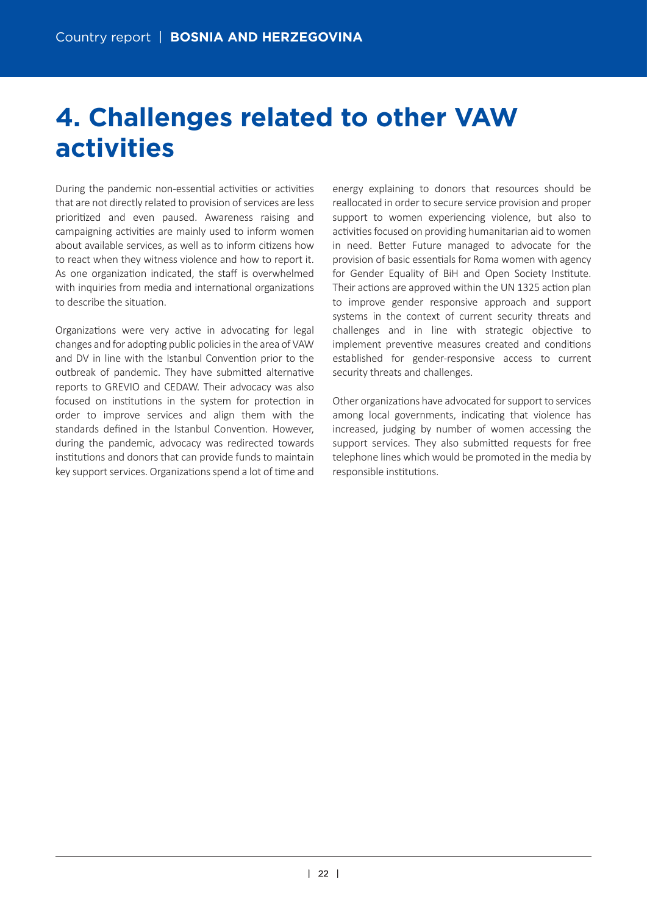# 4. Challenges related to other VAW activities

During the pandemic non-essential activities or activities that are not directly related to provision of services are less prioritized and even paused. Awareness raising and campaigning activities are mainly used to inform women about available services, as well as to inform citizens how to react when they witness violence and how to report it. As one organization indicated, the staff is overwhelmed with inquiries from media and international organizations to describe the situation.

Organizations were very active in advocating for legal changes and for adopting public policies in the area of VAW and DV in line with the Istanbul Convention prior to the outbreak of pandemic. They have submitted alternative reports to GREVIO and CEDAW. Their advocacy was also focused on institutions in the system for protection in order to improve services and align them with the standards defined in the Istanbul Convention. However, during the pandemic, advocacy was redirected towards institutions and donors that can provide funds to maintain key support services. Organizations spend a lot of time and energy explaining to donors that resources should be reallocated in order to secure service provision and proper support to women experiencing violence, but also to activities focused on providing humanitarian aid to women in need. Better Future managed to advocate for the provision of basic essentials for Roma women with agency for Gender Equality of BiH and Open Society Institute. Their actions are approved within the UN 1325 action plan to improve gender responsive approach and support systems in the context of current security threats and challenges and in line with strategic objective to implement preventive measures created and conditions established for gender-responsive access to current security threats and challenges.

Other organizations have advocated for support to services among local governments, indicating that violence has increased, judging by number of women accessing the support services. They also submitted requests for free telephone lines which would be promoted in the media by responsible institutions.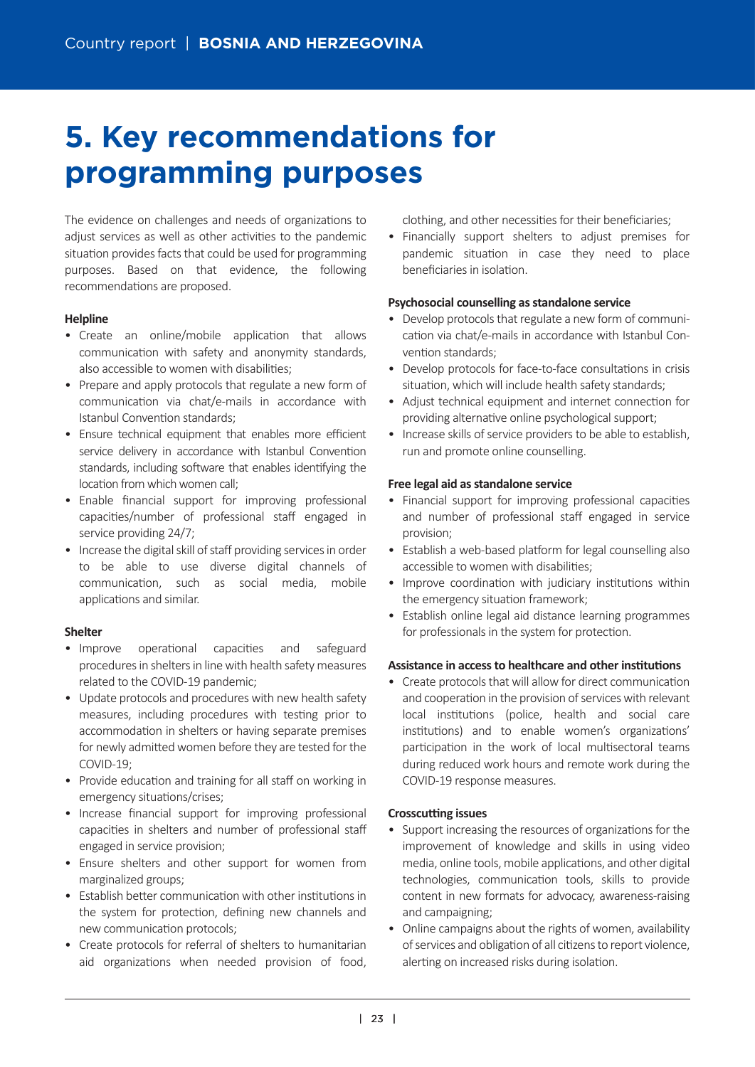# 5. Key recommendations for programming purposes

The evidence on challenges and needs of organizations to adjust services as well as other activities to the pandemic situation provides facts that could be used for programming purposes. Based on that evidence, the following recommendations are proposed.

**Helpline**

- Create an online/mobile application that allows communication with safety and anonymity standards, also accessible to women with disabilities;
- Prepare and apply protocols that regulate a new form of communication via chat/e-mails in accordance with Istanbul Convention standards;
- Ensure technical equipment that enables more efficient service delivery in accordance with Istanbul Convention standards, including software that enables identifying the location from which women call;
- Enable financial support for improving professional capacities/number of professional staff engaged in service providing 24/7;
- Increase the digital skill of staff providing services in order to be able to use diverse digital channels of communication, such as social media, mobile applications and similar.

**Shelter**

- Improve operational capacities and safeguard procedures in shelters in line with health safety measures related to the COVID-19 pandemic;
- Update protocols and procedures with new health safety measures, including procedures with testing prior to accommodation in shelters or having separate premises for newly admitted women before they are tested for the COVID-19;
- Provide education and training for all staff on working in emergency situations/crises;
- Increase financial support for improving professional capacities in shelters and number of professional staff engaged in service provision;
- Ensure shelters and other support for women from marginalized groups;
- Establish better communication with other institutions in the system for protection, defining new channels and new communication protocols;
- Create protocols for referral of shelters to humanitarian aid organizations when needed provision of food, clothing, and other necessities for their beneficiaries;
- Financially support shelters to adjust premises for pandemic situation in case they need to place beneficiaries in isolation.

**Psychosocial counselling as standalone service**

- Develop protocols that regulate a new form of communication via chat/e-mails in accordance with Istanbul Convention standards;
- Develop protocols for face-to-face consultations in crisis situation, which will include health safety standards;
- Adjust technical equipment and internet connection for providing alternative online psychological support;
- Increase skills of service providers to be able to establish, run and promote online counselling.

**Free legal aid as standalone service**

- Financial support for improving professional capacities and number of professional staff engaged in service provision;
- Establish a web-based platform for legal counselling also accessible to women with disabilities;
- Improve coordination with judiciary institutions within the emergency situation framework;
- Establish online legal aid distance learning programmes for professionals in the system for protection.

**Assistance in access to healthcare and other institutions**

- Create protocols that will allow for direct communication and cooperation in the provision of services with relevant local institutions (police, health and social care institutions) and to enable women's organizations' participation in the work of local multisectoral teams during reduced work hours and remote work during the COVID-19 response measures.

**Crosscutting issues**

- Support increasing the resources of organizations for the improvement of knowledge and skills in using video media, online tools, mobile applications, and other digital technologies, communication tools, skills to provide content in new formats for advocacy, awareness-raising and campaigning;
- Online campaigns about the rights of women, availability of services and obligation of all citizens to report violence, alerting on increased risks during isolation.